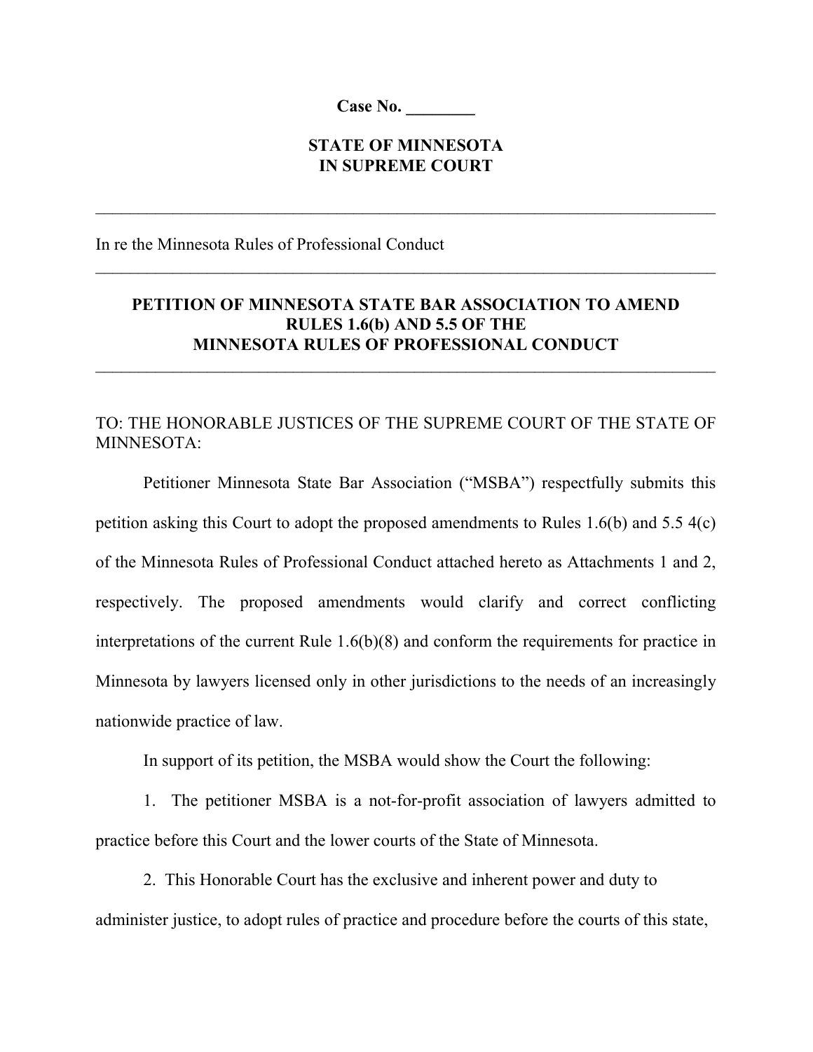**Case No. ________**

**STATE OF MINNESOTA**
**IN SUPREME COURT**

---

In re the Minnesota Rules of Professional Conduct

---

**PETITION OF MINNESOTA STATE BAR ASSOCIATION TO AMEND RULES 1.6(b) AND 5.5 OF THE MINNESOTA RULES OF PROFESSIONAL CONDUCT**

---

TO: THE HONORABLE JUSTICES OF THE SUPREME COURT OF THE STATE OF MINNESOTA:

Petitioner Minnesota State Bar Association ("MSBA") respectfully submits this petition asking this Court to adopt the proposed amendments to Rules 1.6(b) and 5.5 4(c) of the Minnesota Rules of Professional Conduct attached hereto as Attachments 1 and 2, respectively. The proposed amendments would clarify and correct conflicting interpretations of the current Rule 1.6(b)(8) and conform the requirements for practice in Minnesota by lawyers licensed only in other jurisdictions to the needs of an increasingly nationwide practice of law.

In support of its petition, the MSBA would show the Court the following:

1. The petitioner MSBA is a not-for-profit association of lawyers admitted to practice before this Court and the lower courts of the State of Minnesota.

2. This Honorable Court has the exclusive and inherent power and duty to administer justice, to adopt rules of practice and procedure before the courts of this state,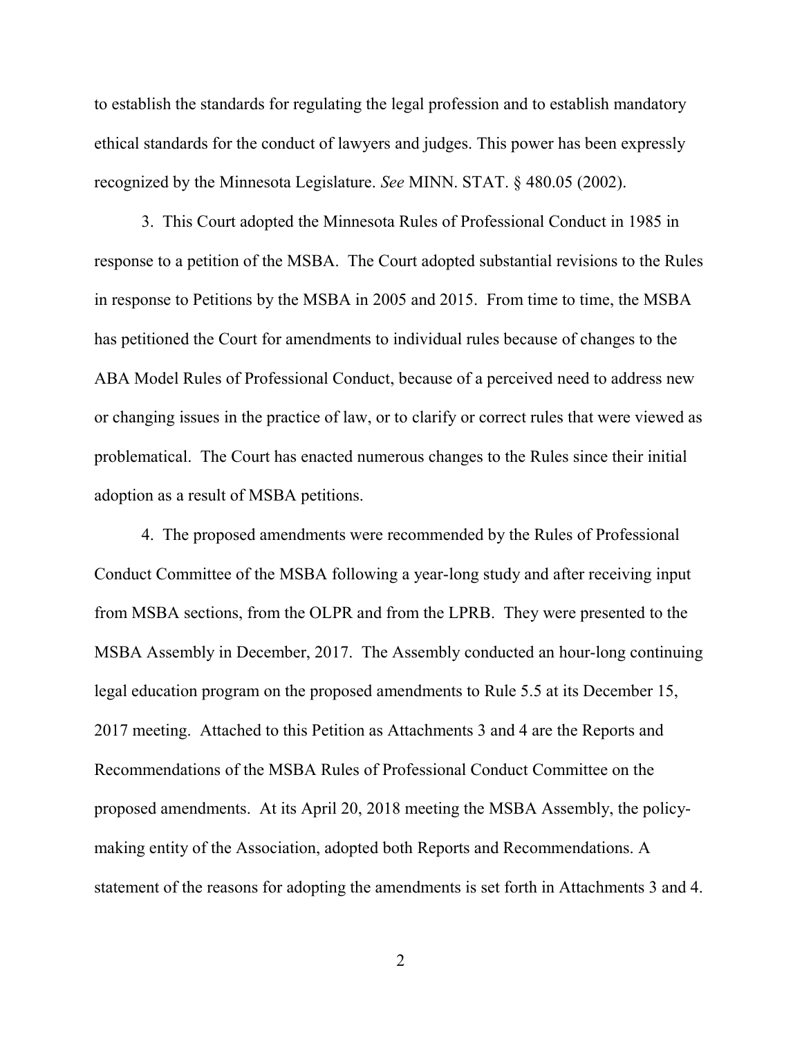to establish the standards for regulating the legal profession and to establish mandatory ethical standards for the conduct of lawyers and judges. This power has been expressly recognized by the Minnesota Legislature. *See* MINN. STAT. § 480.05 (2002).

3. This Court adopted the Minnesota Rules of Professional Conduct in 1985 in response to a petition of the MSBA. The Court adopted substantial revisions to the Rules in response to Petitions by the MSBA in 2005 and 2015. From time to time, the MSBA has petitioned the Court for amendments to individual rules because of changes to the ABA Model Rules of Professional Conduct, because of a perceived need to address new or changing issues in the practice of law, or to clarify or correct rules that were viewed as problematical. The Court has enacted numerous changes to the Rules since their initial adoption as a result of MSBA petitions.

4. The proposed amendments were recommended by the Rules of Professional Conduct Committee of the MSBA following a year-long study and after receiving input from MSBA sections, from the OLPR and from the LPRB. They were presented to the MSBA Assembly in December, 2017. The Assembly conducted an hour-long continuing legal education program on the proposed amendments to Rule 5.5 at its December 15, 2017 meeting. Attached to this Petition as Attachments 3 and 4 are the Reports and Recommendations of the MSBA Rules of Professional Conduct Committee on the proposed amendments. At its April 20, 2018 meeting the MSBA Assembly, the policy-making entity of the Association, adopted both Reports and Recommendations. A statement of the reasons for adopting the amendments is set forth in Attachments 3 and 4.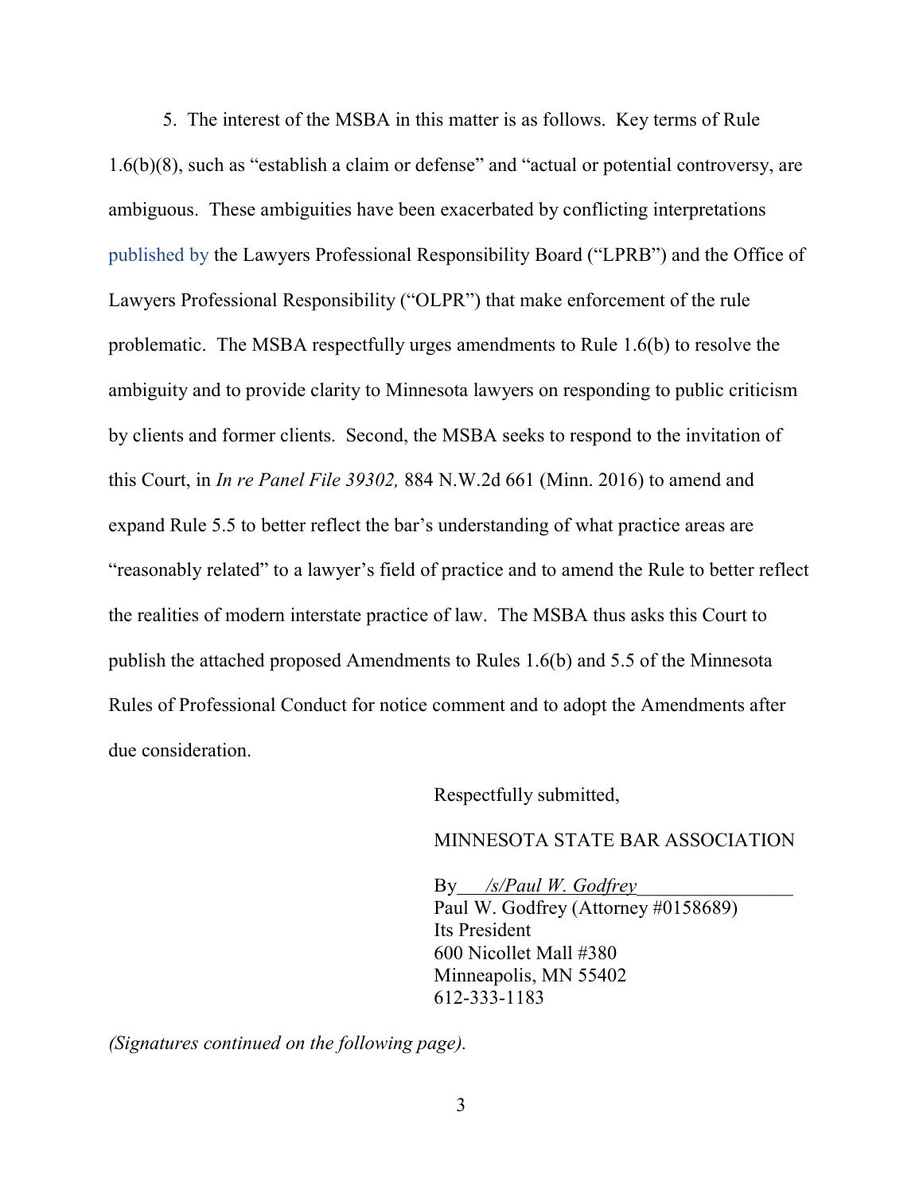5. The interest of the MSBA in this matter is as follows. Key terms of Rule 1.6(b)(8), such as "establish a claim or defense" and "actual or potential controversy, are ambiguous. These ambiguities have been exacerbated by conflicting interpretations published by the Lawyers Professional Responsibility Board ("LPRB") and the Office of Lawyers Professional Responsibility ("OLPR") that make enforcement of the rule problematic. The MSBA respectfully urges amendments to Rule 1.6(b) to resolve the ambiguity and to provide clarity to Minnesota lawyers on responding to public criticism by clients and former clients. Second, the MSBA seeks to respond to the invitation of this Court, in *In re Panel File 39302,* 884 N.W.2d 661 (Minn. 2016) to amend and expand Rule 5.5 to better reflect the bar's understanding of what practice areas are "reasonably related" to a lawyer's field of practice and to amend the Rule to better reflect the realities of modern interstate practice of law. The MSBA thus asks this Court to publish the attached proposed Amendments to Rules 1.6(b) and 5.5 of the Minnesota Rules of Professional Conduct for notice comment and to adopt the Amendments after due consideration.

Respectfully submitted,

MINNESOTA STATE BAR ASSOCIATION

By *<u>/s/Paul W. Godfrey</u>*
Paul W. Godfrey (Attorney #0158689)
Its President
600 Nicollet Mall #380
Minneapolis, MN 55402
612-333-1183

*(Signatures continued on the following page).*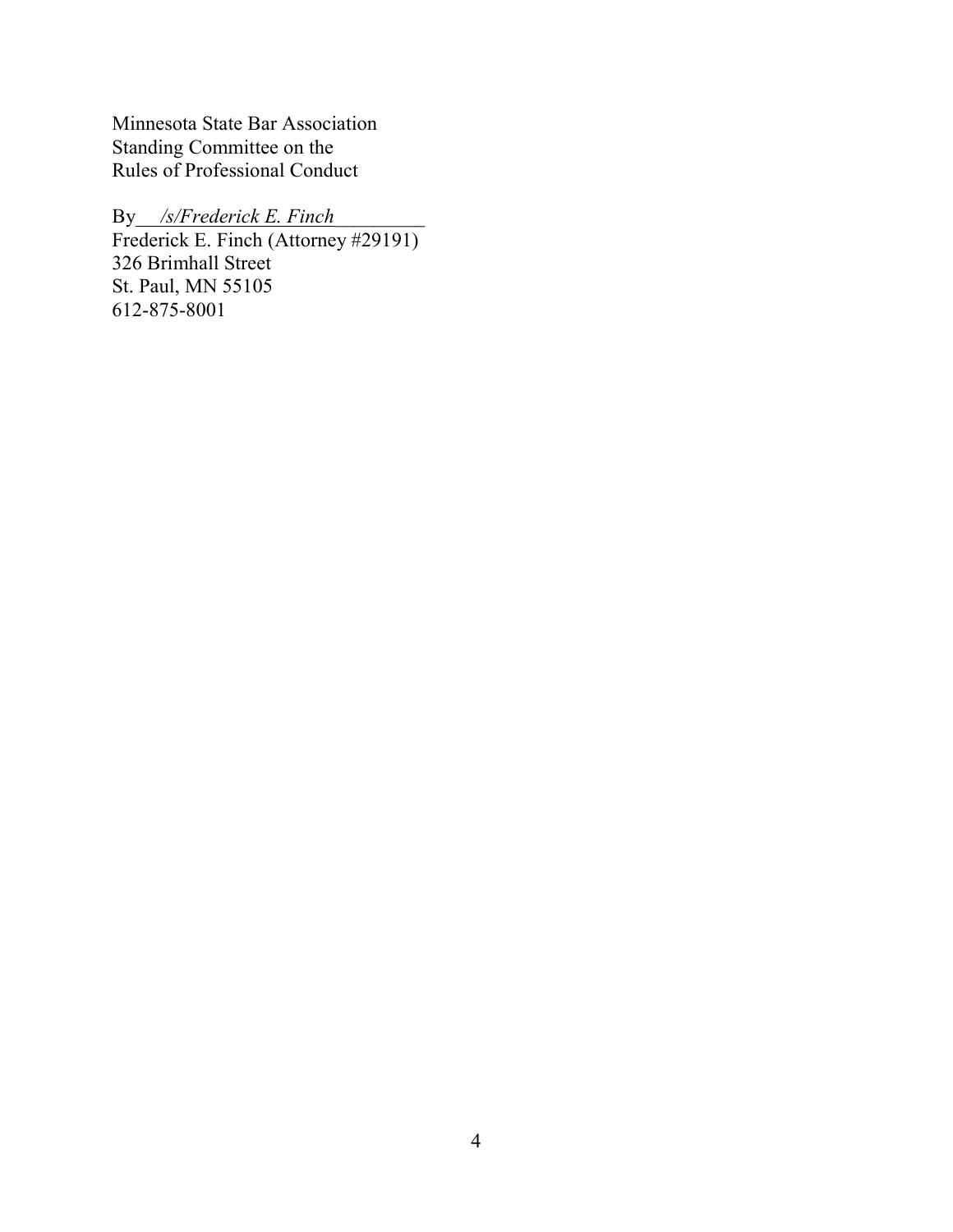Minnesota State Bar Association
Standing Committee on the
Rules of Professional Conduct

By *_/s/Frederick E. Finch_*
Frederick E. Finch (Attorney #29191)
326 Brimhall Street
St. Paul, MN 55105
612-875-8001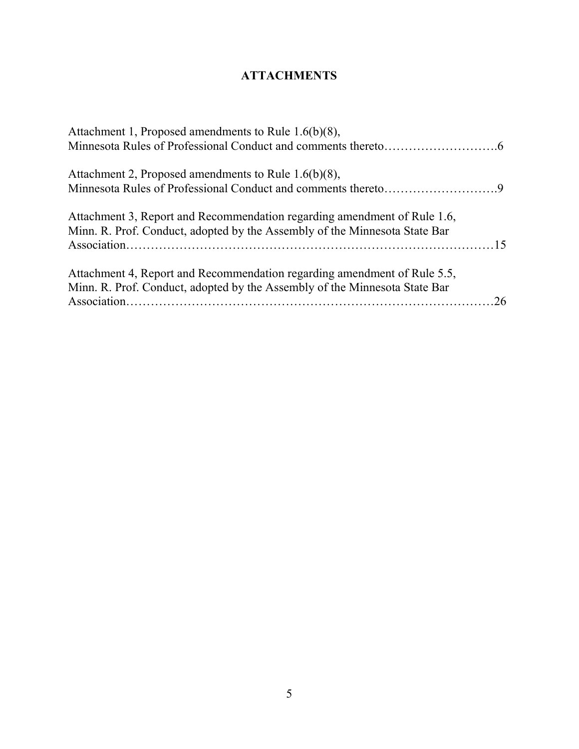# ATTACHMENTS

Attachment 1, Proposed amendments to Rule 1.6(b)(8), Minnesota Rules of Professional Conduct and comments thereto……………………….6

Attachment 2, Proposed amendments to Rule 1.6(b)(8), Minnesota Rules of Professional Conduct and comments thereto……………………….9

Attachment 3, Report and Recommendation regarding amendment of Rule 1.6, Minn. R. Prof. Conduct, adopted by the Assembly of the Minnesota State Bar Association………………………………………………………………………15

Attachment 4, Report and Recommendation regarding amendment of Rule 5.5, Minn. R. Prof. Conduct, adopted by the Assembly of the Minnesota State Bar Association………………………………………………………………………26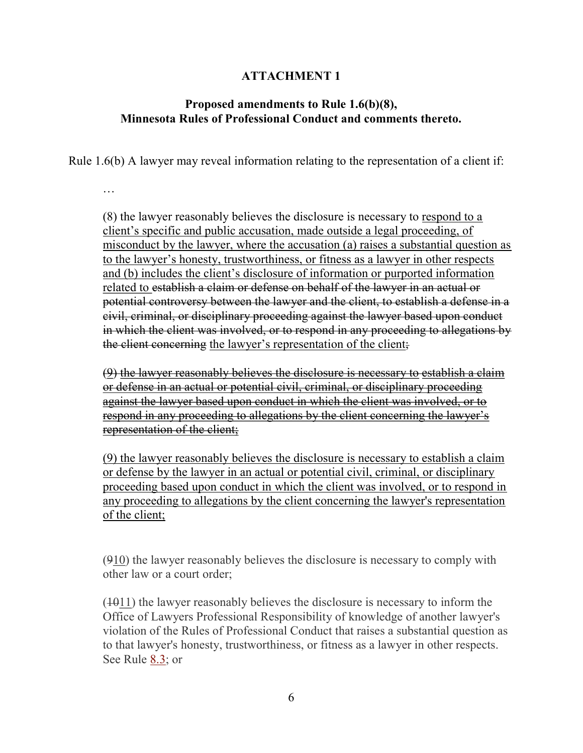**ATTACHMENT 1**

**Proposed amendments to Rule 1.6(b)(8), Minnesota Rules of Professional Conduct and comments thereto.**

Rule 1.6(b) A lawyer may reveal information relating to the representation of a client if:

…

(8) the lawyer reasonably believes the disclosure is necessary to <u>respond to a client's specific and public accusation, made outside a legal proceeding, of misconduct by the lawyer, where the accusation (a) raises a substantial question as to the lawyer's honesty, trustworthiness, or fitness as a lawyer in other respects and (b) includes the client's disclosure of information or purported information related to</u> ~~establish a claim or defense on behalf of the lawyer in an actual or potential controversy between the lawyer and the client, to establish a defense in a civil, criminal, or disciplinary proceeding against the lawyer based upon conduct in which the client was involved, or to respond in any proceeding to allegations by the client concerning~~ <u>the lawyer's representation of the client</u>~~;~~

<u>~~(9) the lawyer reasonably believes the disclosure is necessary to establish a claim or defense in an actual or potential civil, criminal, or disciplinary proceeding against the lawyer based upon conduct in which the client was involved, or to respond in any proceeding to allegations by the client concerning the lawyer's representation of the client;~~</u>

<u>(9) the lawyer reasonably believes the disclosure is necessary to establish a claim or defense by the lawyer in an actual or potential civil, criminal, or disciplinary proceeding based upon conduct in which the client was involved, or to respond in any proceeding to allegations by the client concerning the lawyer's representation of the client;</u>

(~~9~~<u>10</u>) the lawyer reasonably believes the disclosure is necessary to comply with other law or a court order;

(~~10~~<u>11</u>) the lawyer reasonably believes the disclosure is necessary to inform the Office of Lawyers Professional Responsibility of knowledge of another lawyer's violation of the Rules of Professional Conduct that raises a substantial question as to that lawyer's honesty, trustworthiness, or fitness as a lawyer in other respects. See Rule 8.3; or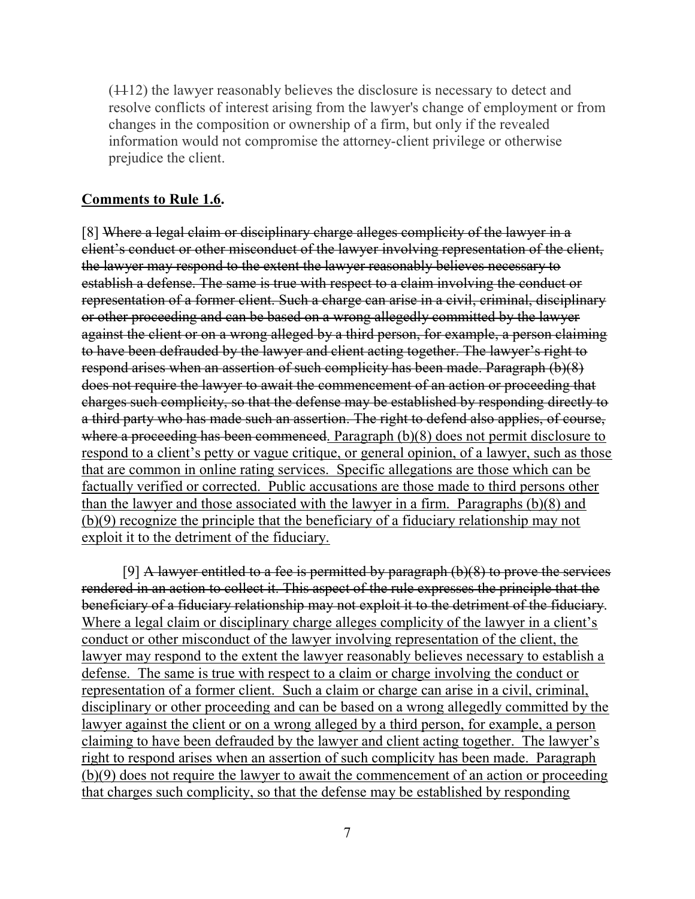(~~11~~12) the lawyer reasonably believes the disclosure is necessary to detect and resolve conflicts of interest arising from the lawyer's change of employment or from changes in the composition or ownership of a firm, but only if the revealed information would not compromise the attorney-client privilege or otherwise prejudice the client.

**<u>Comments to Rule 1.6</u>.**

[8] ~~Where a legal claim or disciplinary charge alleges complicity of the lawyer in a client's conduct or other misconduct of the lawyer involving representation of the client, the lawyer may respond to the extent the lawyer reasonably believes necessary to establish a defense. The same is true with respect to a claim involving the conduct or representation of a former client. Such a charge can arise in a civil, criminal, disciplinary or other proceeding and can be based on a wrong allegedly committed by the lawyer against the client or on a wrong alleged by a third person, for example, a person claiming to have been defrauded by the lawyer and client acting together. The lawyer's right to respond arises when an assertion of such complicity has been made. Paragraph (b)(8) does not require the lawyer to await the commencement of an action or proceeding that charges such complicity, so that the defense may be established by responding directly to a third party who has made such an assertion. The right to defend also applies, of course, where a proceeding has been commenced.~~ <u>Paragraph (b)(8) does not permit disclosure to respond to a client's petty or vague critique, or general opinion, of a lawyer, such as those that are common in online rating services. Specific allegations are those which can be factually verified or corrected. Public accusations are those made to third persons other than the lawyer and those associated with the lawyer in a firm. Paragraphs (b)(8) and (b)(9) recognize the principle that the beneficiary of a fiduciary relationship may not exploit it to the detriment of the fiduciary.</u>

[9] ~~A lawyer entitled to a fee is permitted by paragraph (b)(8) to prove the services rendered in an action to collect it. This aspect of the rule expresses the principle that the beneficiary of a fiduciary relationship may not exploit it to the detriment of the fiduciary.~~ <u>Where a legal claim or disciplinary charge alleges complicity of the lawyer in a client's conduct or other misconduct of the lawyer involving representation of the client, the lawyer may respond to the extent the lawyer reasonably believes necessary to establish a defense. The same is true with respect to a claim or charge involving the conduct or representation of a former client. Such a claim or charge can arise in a civil, criminal, disciplinary or other proceeding and can be based on a wrong allegedly committed by the lawyer against the client or on a wrong alleged by a third person, for example, a person claiming to have been defrauded by the lawyer and client acting together. The lawyer's right to respond arises when an assertion of such complicity has been made. Paragraph (b)(9) does not require the lawyer to await the commencement of an action or proceeding that charges such complicity, so that the defense may be established by responding</u>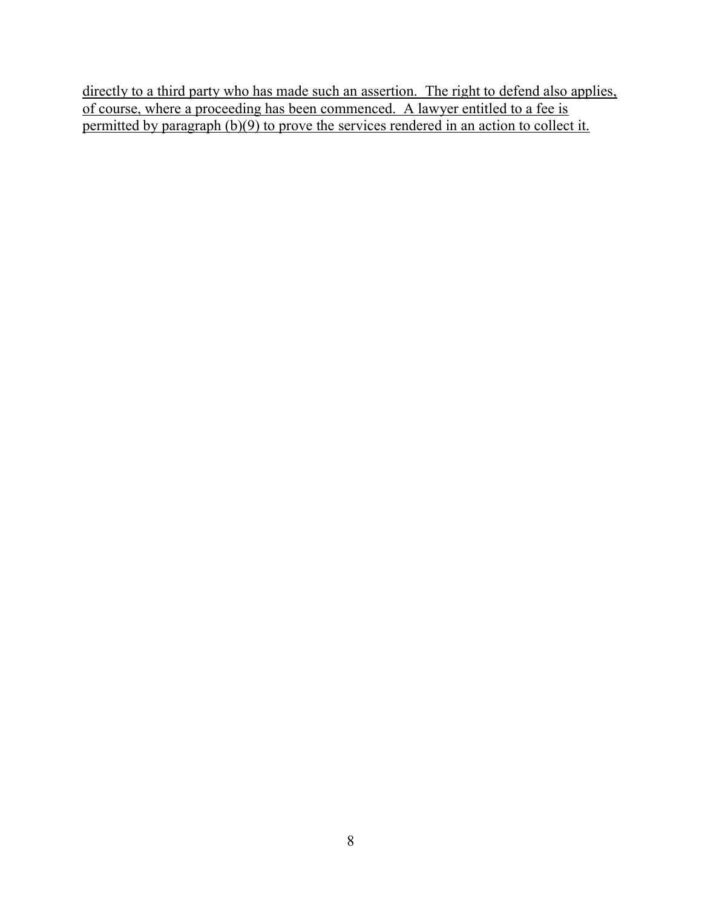<u>directly to a third party who has made such an assertion. The right to defend also applies, of course, where a proceeding has been commenced. A lawyer entitled to a fee is permitted by paragraph (b)(9) to prove the services rendered in an action to collect it.</u>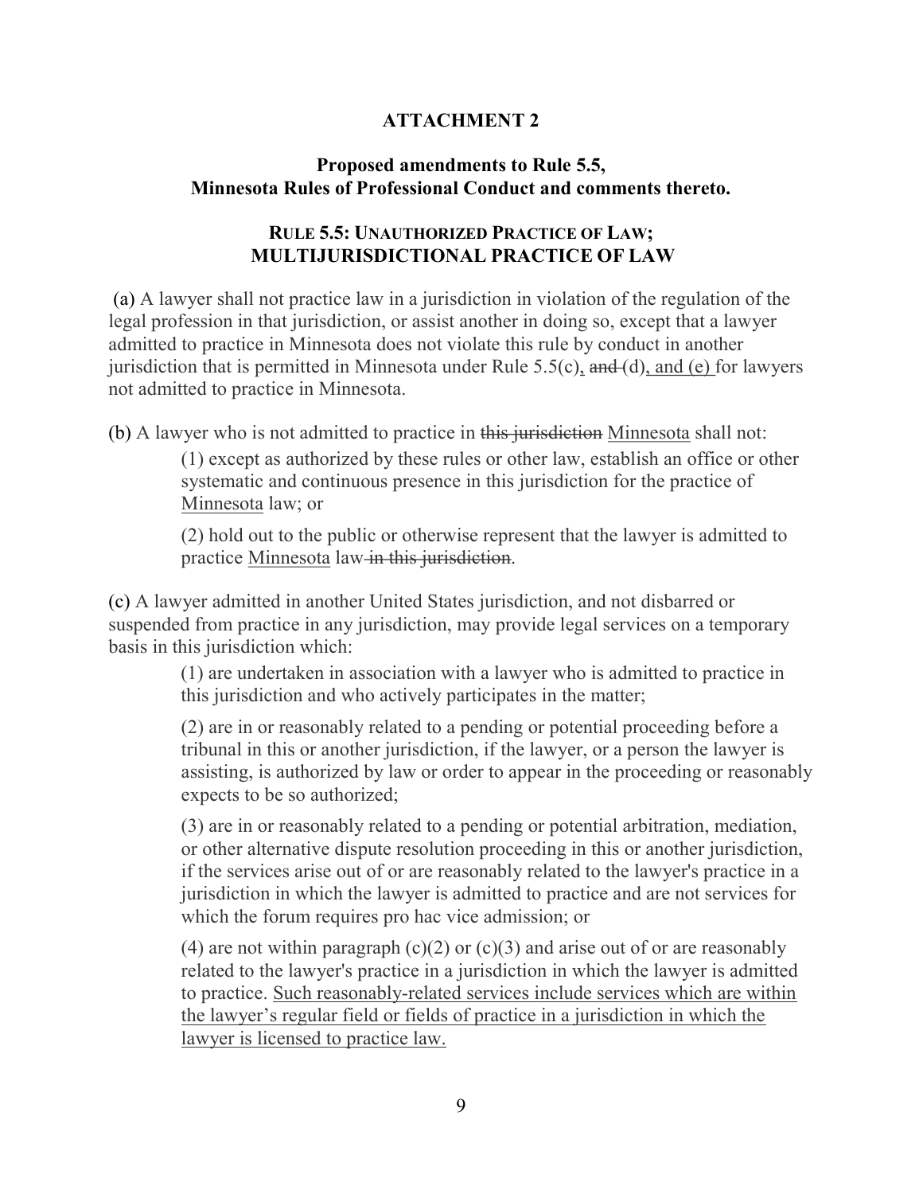**ATTACHMENT 2**

**Proposed amendments to Rule 5.5, Minnesota Rules of Professional Conduct and comments thereto.**

## RULE 5.5: UNAUTHORIZED PRACTICE OF LAW; MULTIJURISDICTIONAL PRACTICE OF LAW

(a) A lawyer shall not practice law in a jurisdiction in violation of the regulation of the legal profession in that jurisdiction, or assist another in doing so, except that a lawyer admitted to practice in Minnesota does not violate this rule by conduct in another jurisdiction that is permitted in Minnesota under Rule 5.5(c)<u>,</u> ~~and~~ (d)<u>, and (e)</u> for lawyers not admitted to practice in Minnesota.

(b) A lawyer who is not admitted to practice in ~~this jurisdiction~~ <u>Minnesota</u> shall not:

> (1) except as authorized by these rules or other law, establish an office or other systematic and continuous presence in this jurisdiction for the practice of <u>Minnesota</u> law; or
>
> (2) hold out to the public or otherwise represent that the lawyer is admitted to practice <u>Minnesota</u> law ~~in this jurisdiction~~.

(c) A lawyer admitted in another United States jurisdiction, and not disbarred or suspended from practice in any jurisdiction, may provide legal services on a temporary basis in this jurisdiction which:

> (1) are undertaken in association with a lawyer who is admitted to practice in this jurisdiction and who actively participates in the matter;
>
> (2) are in or reasonably related to a pending or potential proceeding before a tribunal in this or another jurisdiction, if the lawyer, or a person the lawyer is assisting, is authorized by law or order to appear in the proceeding or reasonably expects to be so authorized;
>
> (3) are in or reasonably related to a pending or potential arbitration, mediation, or other alternative dispute resolution proceeding in this or another jurisdiction, if the services arise out of or are reasonably related to the lawyer's practice in a jurisdiction in which the lawyer is admitted to practice and are not services for which the forum requires pro hac vice admission; or
>
> (4) are not within paragraph (c)(2) or (c)(3) and arise out of or are reasonably related to the lawyer's practice in a jurisdiction in which the lawyer is admitted to practice. <u>Such reasonably-related services include services which are within the lawyer's regular field or fields of practice in a jurisdiction in which the lawyer is licensed to practice law.</u>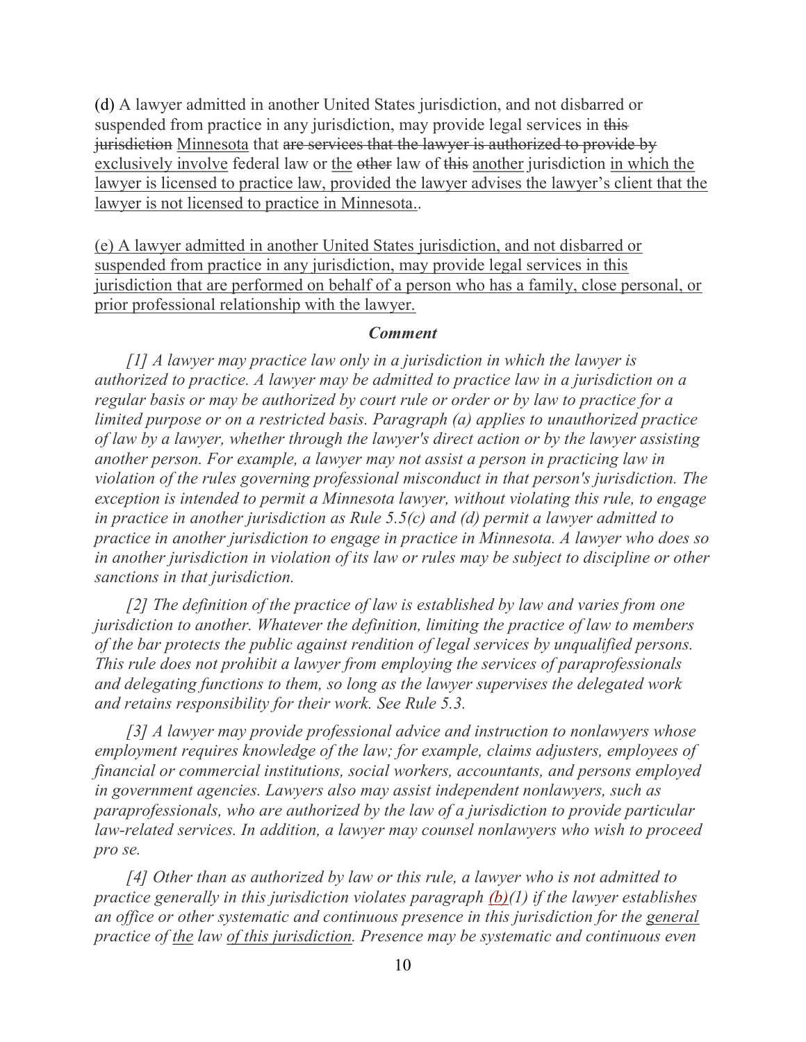(d) A lawyer admitted in another United States jurisdiction, and not disbarred or suspended from practice in any jurisdiction, may provide legal services in ~~this jurisdiction~~ <u>Minnesota</u> that ~~are services that the lawyer is authorized to provide by~~ <u>exclusively involve</u> federal law or <u>the</u> ~~other~~ law of ~~this~~ <u>another</u> jurisdiction <u>in which the lawyer is licensed to practice law, provided the lawyer advises the lawyer's client that the lawyer is not licensed to practice in Minnesota.</u>.

<u>(e) A lawyer admitted in another United States jurisdiction, and not disbarred or suspended from practice in any jurisdiction, may provide legal services in this jurisdiction that are performed on behalf of a person who has a family, close personal, or prior professional relationship with the lawyer.</u>

### *Comment*

*[1] A lawyer may practice law only in a jurisdiction in which the lawyer is authorized to practice. A lawyer may be admitted to practice law in a jurisdiction on a regular basis or may be authorized by court rule or order or by law to practice for a limited purpose or on a restricted basis. Paragraph (a) applies to unauthorized practice of law by a lawyer, whether through the lawyer's direct action or by the lawyer assisting another person. For example, a lawyer may not assist a person in practicing law in violation of the rules governing professional misconduct in that person's jurisdiction. The exception is intended to permit a Minnesota lawyer, without violating this rule, to engage in practice in another jurisdiction as Rule 5.5(c) and (d) permit a lawyer admitted to practice in another jurisdiction to engage in practice in Minnesota. A lawyer who does so in another jurisdiction in violation of its law or rules may be subject to discipline or other sanctions in that jurisdiction.*

*[2] The definition of the practice of law is established by law and varies from one jurisdiction to another. Whatever the definition, limiting the practice of law to members of the bar protects the public against rendition of legal services by unqualified persons. This rule does not prohibit a lawyer from employing the services of paraprofessionals and delegating functions to them, so long as the lawyer supervises the delegated work and retains responsibility for their work. See Rule 5.3.*

*[3] A lawyer may provide professional advice and instruction to nonlawyers whose employment requires knowledge of the law; for example, claims adjusters, employees of financial or commercial institutions, social workers, accountants, and persons employed in government agencies. Lawyers also may assist independent nonlawyers, such as paraprofessionals, who are authorized by the law of a jurisdiction to provide particular law-related services. In addition, a lawyer may counsel nonlawyers who wish to proceed pro se.*

*[4] Other than as authorized by law or this rule, a lawyer who is not admitted to practice generally in this jurisdiction violates paragraph <u>(b)</u>(1) if the lawyer establishes an office or other systematic and continuous presence in this jurisdiction for the <u>general</u> practice of <u>the</u> law <u>of this jurisdiction</u>. Presence may be systematic and continuous even*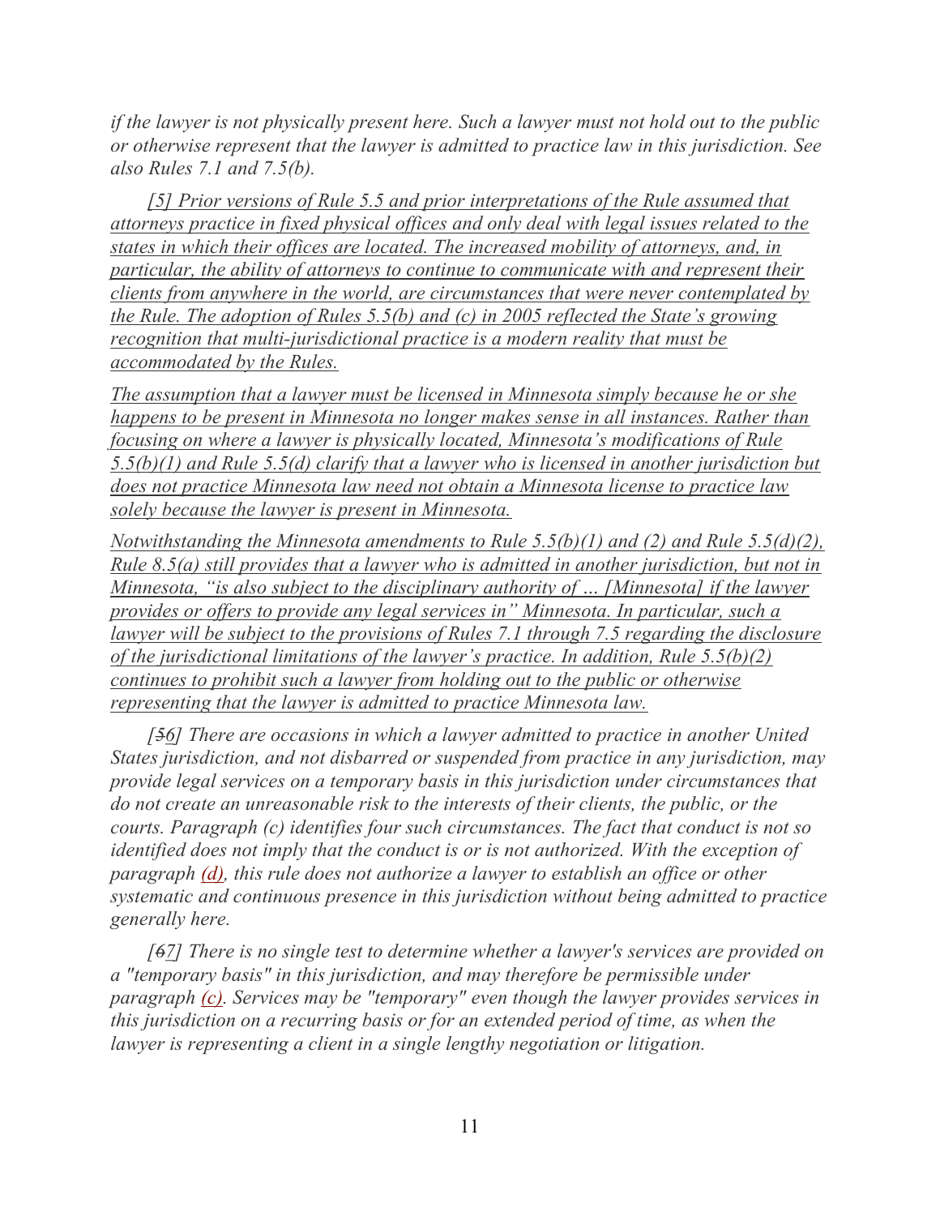*if the lawyer is not physically present here. Such a lawyer must not hold out to the public or otherwise represent that the lawyer is admitted to practice law in this jurisdiction. See also Rules 7.1 and 7.5(b).*

*[5] Prior versions of Rule 5.5 and prior interpretations of the Rule assumed that attorneys practice in fixed physical offices and only deal with legal issues related to the states in which their offices are located. The increased mobility of attorneys, and, in particular, the ability of attorneys to continue to communicate with and represent their clients from anywhere in the world, are circumstances that were never contemplated by the Rule. The adoption of Rules 5.5(b) and (c) in 2005 reflected the State's growing recognition that multi-jurisdictional practice is a modern reality that must be accommodated by the Rules.*

*The assumption that a lawyer must be licensed in Minnesota simply because he or she happens to be present in Minnesota no longer makes sense in all instances. Rather than focusing on where a lawyer is physically located, Minnesota's modifications of Rule 5.5(b)(1) and Rule 5.5(d) clarify that a lawyer who is licensed in another jurisdiction but does not practice Minnesota law need not obtain a Minnesota license to practice law solely because the lawyer is present in Minnesota.*

*Notwithstanding the Minnesota amendments to Rule 5.5(b)(1) and (2) and Rule 5.5(d)(2), Rule 8.5(a) still provides that a lawyer who is admitted in another jurisdiction, but not in Minnesota, "is also subject to the disciplinary authority of … [Minnesota] if the lawyer provides or offers to provide any legal services in" Minnesota. In particular, such a lawyer will be subject to the provisions of Rules 7.1 through 7.5 regarding the disclosure of the jurisdictional limitations of the lawyer's practice. In addition, Rule 5.5(b)(2) continues to prohibit such a lawyer from holding out to the public or otherwise representing that the lawyer is admitted to practice Minnesota law.*

*[~~5~~6] There are occasions in which a lawyer admitted to practice in another United States jurisdiction, and not disbarred or suspended from practice in any jurisdiction, may provide legal services on a temporary basis in this jurisdiction under circumstances that do not create an unreasonable risk to the interests of their clients, the public, or the courts. Paragraph (c) identifies four such circumstances. The fact that conduct is not so identified does not imply that the conduct is or is not authorized. With the exception of paragraph (d), this rule does not authorize a lawyer to establish an office or other systematic and continuous presence in this jurisdiction without being admitted to practice generally here.*

*[~~6~~7] There is no single test to determine whether a lawyer's services are provided on a "temporary basis" in this jurisdiction, and may therefore be permissible under paragraph (c). Services may be "temporary" even though the lawyer provides services in this jurisdiction on a recurring basis or for an extended period of time, as when the lawyer is representing a client in a single lengthy negotiation or litigation.*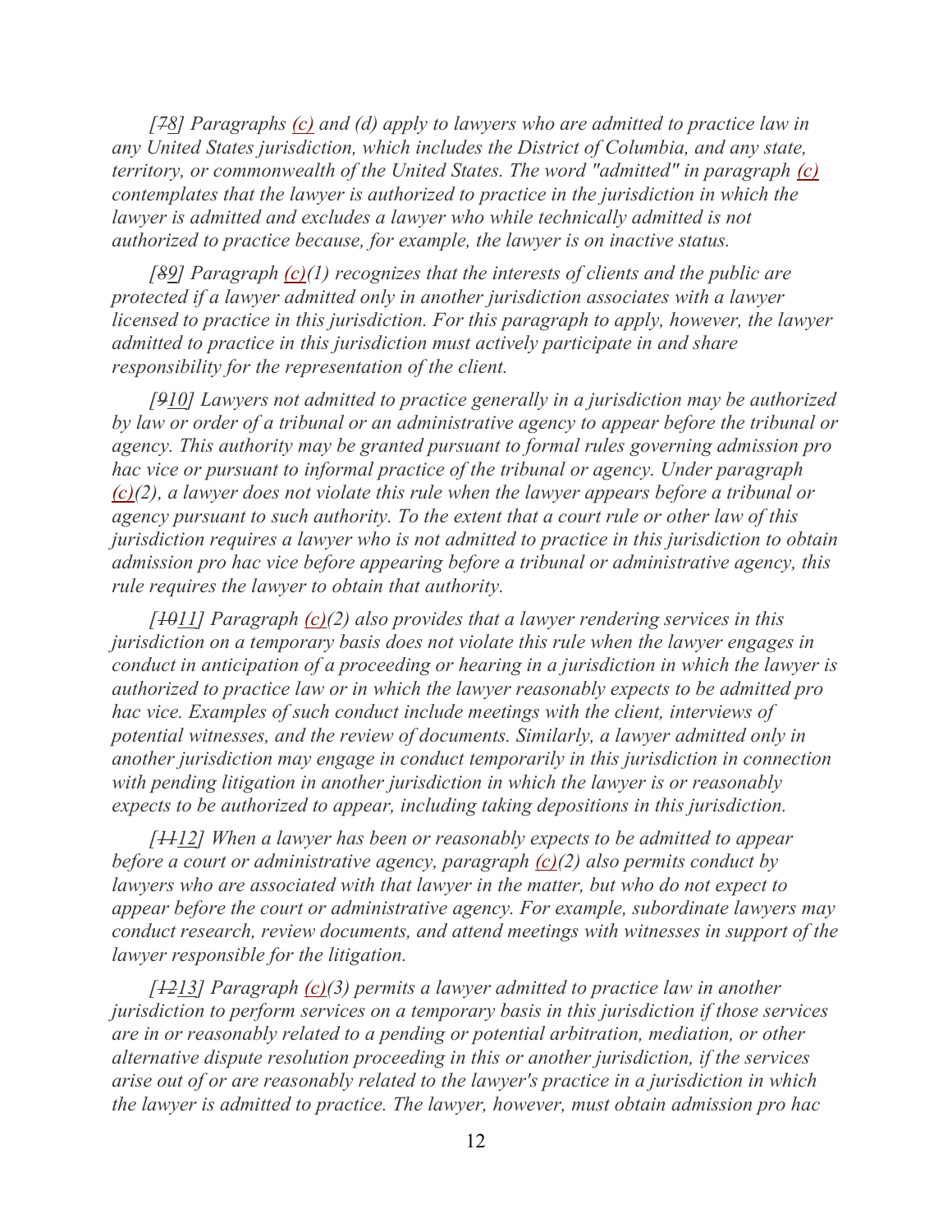*[~~7~~8] Paragraphs (c) and (d) apply to lawyers who are admitted to practice law in any United States jurisdiction, which includes the District of Columbia, and any state, territory, or commonwealth of the United States. The word "admitted" in paragraph (c) contemplates that the lawyer is authorized to practice in the jurisdiction in which the lawyer is admitted and excludes a lawyer who while technically admitted is not authorized to practice because, for example, the lawyer is on inactive status.*

*[~~8~~9] Paragraph (c)(1) recognizes that the interests of clients and the public are protected if a lawyer admitted only in another jurisdiction associates with a lawyer licensed to practice in this jurisdiction. For this paragraph to apply, however, the lawyer admitted to practice in this jurisdiction must actively participate in and share responsibility for the representation of the client.*

*[~~9~~10] Lawyers not admitted to practice generally in a jurisdiction may be authorized by law or order of a tribunal or an administrative agency to appear before the tribunal or agency. This authority may be granted pursuant to formal rules governing admission pro hac vice or pursuant to informal practice of the tribunal or agency. Under paragraph (c)(2), a lawyer does not violate this rule when the lawyer appears before a tribunal or agency pursuant to such authority. To the extent that a court rule or other law of this jurisdiction requires a lawyer who is not admitted to practice in this jurisdiction to obtain admission pro hac vice before appearing before a tribunal or administrative agency, this rule requires the lawyer to obtain that authority.*

*[~~10~~11] Paragraph (c)(2) also provides that a lawyer rendering services in this jurisdiction on a temporary basis does not violate this rule when the lawyer engages in conduct in anticipation of a proceeding or hearing in a jurisdiction in which the lawyer is authorized to practice law or in which the lawyer reasonably expects to be admitted pro hac vice. Examples of such conduct include meetings with the client, interviews of potential witnesses, and the review of documents. Similarly, a lawyer admitted only in another jurisdiction may engage in conduct temporarily in this jurisdiction in connection with pending litigation in another jurisdiction in which the lawyer is or reasonably expects to be authorized to appear, including taking depositions in this jurisdiction.*

*[~~11~~12] When a lawyer has been or reasonably expects to be admitted to appear before a court or administrative agency, paragraph (c)(2) also permits conduct by lawyers who are associated with that lawyer in the matter, but who do not expect to appear before the court or administrative agency. For example, subordinate lawyers may conduct research, review documents, and attend meetings with witnesses in support of the lawyer responsible for the litigation.*

*[~~12~~13] Paragraph (c)(3) permits a lawyer admitted to practice law in another jurisdiction to perform services on a temporary basis in this jurisdiction if those services are in or reasonably related to a pending or potential arbitration, mediation, or other alternative dispute resolution proceeding in this or another jurisdiction, if the services arise out of or are reasonably related to the lawyer's practice in a jurisdiction in which the lawyer is admitted to practice. The lawyer, however, must obtain admission pro hac*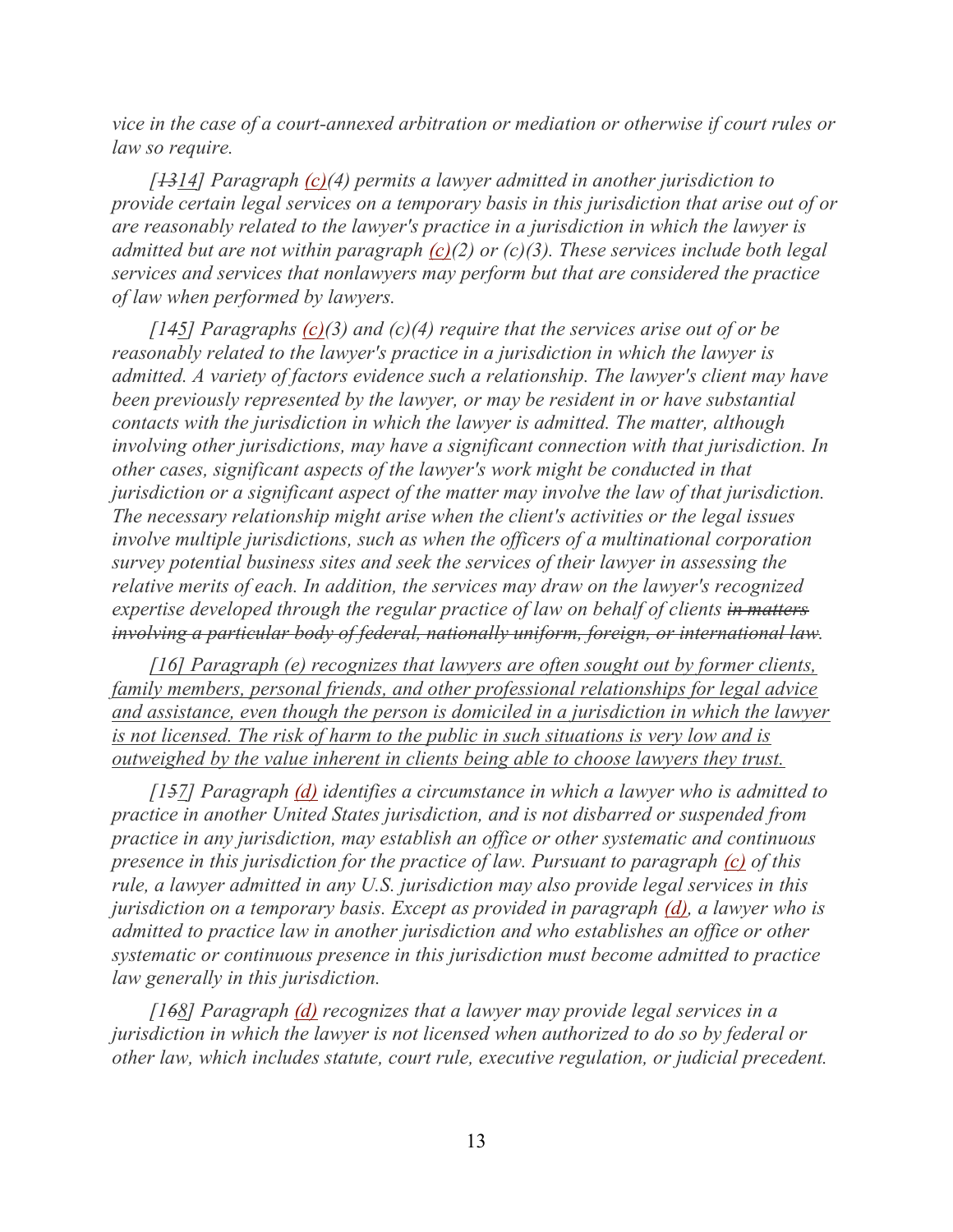*vice in the case of a court-annexed arbitration or mediation or otherwise if court rules or law so require.*

*[~~13~~14] Paragraph (c)(4) permits a lawyer admitted in another jurisdiction to provide certain legal services on a temporary basis in this jurisdiction that arise out of or are reasonably related to the lawyer's practice in a jurisdiction in which the lawyer is admitted but are not within paragraph (c)(2) or (c)(3). These services include both legal services and services that nonlawyers may perform but that are considered the practice of law when performed by lawyers.*

*[14~~4~~5] Paragraphs (c)(3) and (c)(4) require that the services arise out of or be reasonably related to the lawyer's practice in a jurisdiction in which the lawyer is admitted. A variety of factors evidence such a relationship. The lawyer's client may have been previously represented by the lawyer, or may be resident in or have substantial contacts with the jurisdiction in which the lawyer is admitted. The matter, although involving other jurisdictions, may have a significant connection with that jurisdiction. In other cases, significant aspects of the lawyer's work might be conducted in that jurisdiction or a significant aspect of the matter may involve the law of that jurisdiction. The necessary relationship might arise when the client's activities or the legal issues involve multiple jurisdictions, such as when the officers of a multinational corporation survey potential business sites and seek the services of their lawyer in assessing the relative merits of each. In addition, the services may draw on the lawyer's recognized expertise developed through the regular practice of law on behalf of clients ~~in matters involving a particular body of federal, nationally uniform, foreign, or international law~~.*

<u>*[16] Paragraph (e) recognizes that lawyers are often sought out by former clients, family members, personal friends, and other professional relationships for legal advice and assistance, even though the person is domiciled in a jurisdiction in which the lawyer is not licensed. The risk of harm to the public in such situations is very low and is outweighed by the value inherent in clients being able to choose lawyers they trust.*</u>

*[1~~5~~7] Paragraph (d) identifies a circumstance in which a lawyer who is admitted to practice in another United States jurisdiction, and is not disbarred or suspended from practice in any jurisdiction, may establish an office or other systematic and continuous presence in this jurisdiction for the practice of law. Pursuant to paragraph (c) of this rule, a lawyer admitted in any U.S. jurisdiction may also provide legal services in this jurisdiction on a temporary basis. Except as provided in paragraph (d), a lawyer who is admitted to practice law in another jurisdiction and who establishes an office or other systematic or continuous presence in this jurisdiction must become admitted to practice law generally in this jurisdiction.*

*[1~~6~~8] Paragraph (d) recognizes that a lawyer may provide legal services in a jurisdiction in which the lawyer is not licensed when authorized to do so by federal or other law, which includes statute, court rule, executive regulation, or judicial precedent.*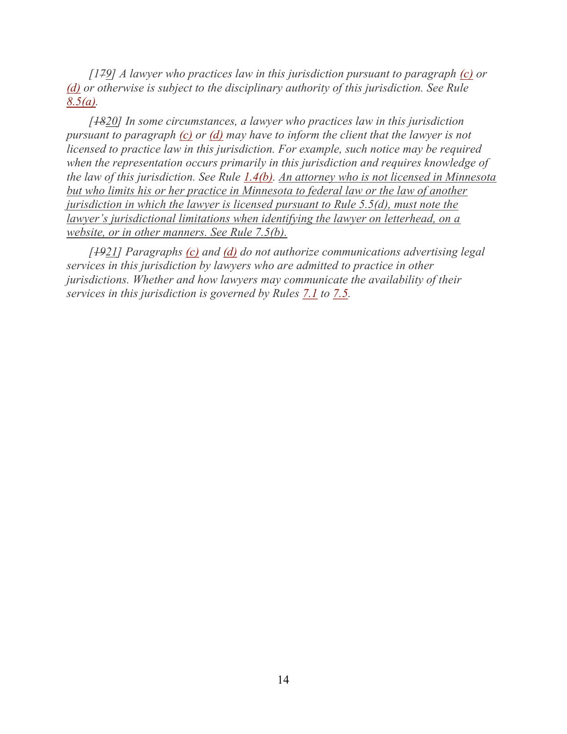*[1~~7~~9] A lawyer who practices law in this jurisdiction pursuant to paragraph (c) or (d) or otherwise is subject to the disciplinary authority of this jurisdiction. See Rule 8.5(a).*

*[~~18~~20] In some circumstances, a lawyer who practices law in this jurisdiction pursuant to paragraph (c) or (d) may have to inform the client that the lawyer is not licensed to practice law in this jurisdiction. For example, such notice may be required when the representation occurs primarily in this jurisdiction and requires knowledge of the law of this jurisdiction. See Rule 1.4(b). <u>An attorney who is not licensed in Minnesota but who limits his or her practice in Minnesota to federal law or the law of another jurisdiction in which the lawyer is licensed pursuant to Rule 5.5(d), must note the lawyer's jurisdictional limitations when identifying the lawyer on letterhead, on a website, or in other manners. See Rule 7.5(b).</u>*

*[~~19~~21] Paragraphs (c) and (d) do not authorize communications advertising legal services in this jurisdiction by lawyers who are admitted to practice in other jurisdictions. Whether and how lawyers may communicate the availability of their services in this jurisdiction is governed by Rules 7.1 to 7.5.*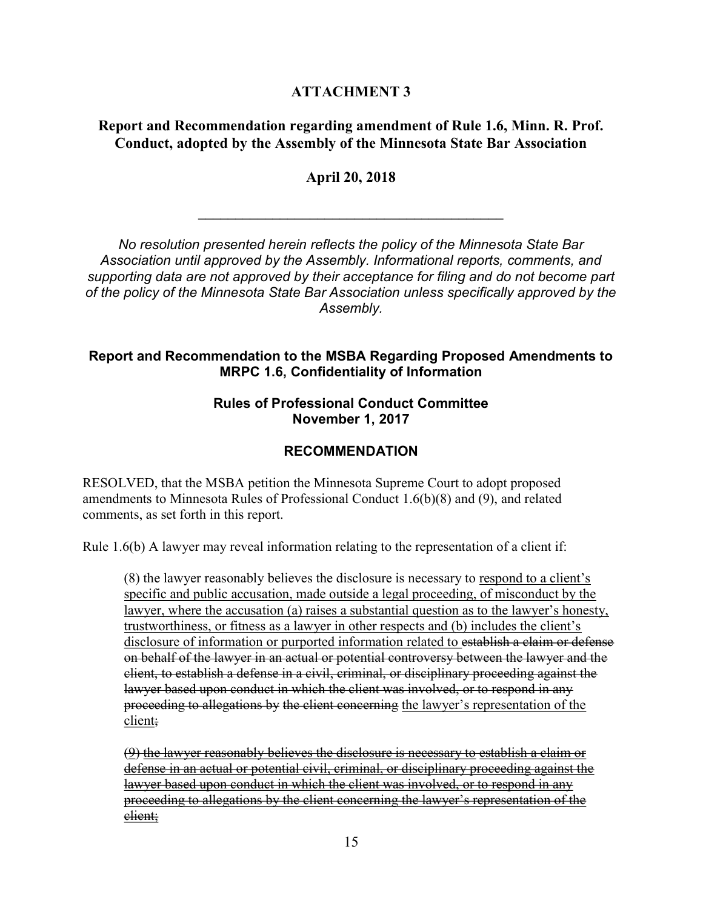## ATTACHMENT 3

## Report and Recommendation regarding amendment of Rule 1.6, Minn. R. Prof. Conduct, adopted by the Assembly of the Minnesota State Bar Association

**April 20, 2018**

---

*No resolution presented herein reflects the policy of the Minnesota State Bar Association until approved by the Assembly. Informational reports, comments, and supporting data are not approved by their acceptance for filing and do not become part of the policy of the Minnesota State Bar Association unless specifically approved by the Assembly.*

### Report and Recommendation to the MSBA Regarding Proposed Amendments to MRPC 1.6, Confidentiality of Information

**Rules of Professional Conduct Committee**
**November 1, 2017**

### RECOMMENDATION

RESOLVED, that the MSBA petition the Minnesota Supreme Court to adopt proposed amendments to Minnesota Rules of Professional Conduct 1.6(b)(8) and (9), and related comments, as set forth in this report.

Rule 1.6(b) A lawyer may reveal information relating to the representation of a client if:

> (8) the lawyer reasonably believes the disclosure is necessary to <u>respond to a client's specific and public accusation, made outside a legal proceeding, of misconduct by the lawyer, where the accusation (a) raises a substantial question as to the lawyer's honesty, trustworthiness, or fitness as a lawyer in other respects and (b) includes the client's disclosure of information or purported information related to</u> ~~establish a claim or defense on behalf of the lawyer in an actual or potential controversy between the lawyer and the client, to establish a defense in a civil, criminal, or disciplinary proceeding against the lawyer based upon conduct in which the client was involved, or to respond in any proceeding to allegations by the client concerning~~ <u>the lawyer's representation of the client</u>~~;~~
>
> ~~(9) the lawyer reasonably believes the disclosure is necessary to establish a claim or defense in an actual or potential civil, criminal, or disciplinary proceeding against the lawyer based upon conduct in which the client was involved, or to respond in any proceeding to allegations by the client concerning the lawyer's representation of the client;~~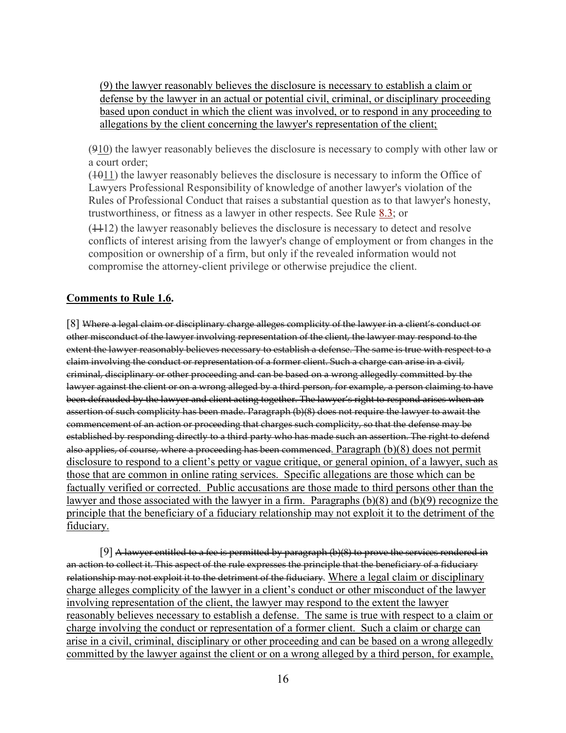(9) the lawyer reasonably believes the disclosure is necessary to establish a claim or defense by the lawyer in an actual or potential civil, criminal, or disciplinary proceeding based upon conduct in which the client was involved, or to respond in any proceeding to allegations by the client concerning the lawyer's representation of the client;

(~~9~~10) the lawyer reasonably believes the disclosure is necessary to comply with other law or a court order;

(~~10~~11) the lawyer reasonably believes the disclosure is necessary to inform the Office of Lawyers Professional Responsibility of knowledge of another lawyer's violation of the Rules of Professional Conduct that raises a substantial question as to that lawyer's honesty, trustworthiness, or fitness as a lawyer in other respects. See Rule 8.3; or

(~~11~~12) the lawyer reasonably believes the disclosure is necessary to detect and resolve conflicts of interest arising from the lawyer's change of employment or from changes in the composition or ownership of a firm, but only if the revealed information would not compromise the attorney-client privilege or otherwise prejudice the client.

## Comments to Rule 1.6.

[8] ~~Where a legal claim or disciplinary charge alleges complicity of the lawyer in a client's conduct or other misconduct of the lawyer involving representation of the client, the lawyer may respond to the extent the lawyer reasonably believes necessary to establish a defense. The same is true with respect to a claim involving the conduct or representation of a former client. Such a charge can arise in a civil, criminal, disciplinary or other proceeding and can be based on a wrong allegedly committed by the lawyer against the client or on a wrong alleged by a third person, for example, a person claiming to have been defrauded by the lawyer and client acting together. The lawyer's right to respond arises when an assertion of such complicity has been made. Paragraph (b)(8) does not require the lawyer to await the commencement of an action or proceeding that charges such complicity, so that the defense may be established by responding directly to a third party who has made such an assertion. The right to defend also applies, of course, where a proceeding has been commenced.~~ Paragraph (b)(8) does not permit disclosure to respond to a client's petty or vague critique, or general opinion, of a lawyer, such as those that are common in online rating services. Specific allegations are those which can be factually verified or corrected. Public accusations are those made to third persons other than the lawyer and those associated with the lawyer in a firm. Paragraphs (b)(8) and (b)(9) recognize the principle that the beneficiary of a fiduciary relationship may not exploit it to the detriment of the fiduciary.

[9] ~~A lawyer entitled to a fee is permitted by paragraph (b)(8) to prove the services rendered in an action to collect it. This aspect of the rule expresses the principle that the beneficiary of a fiduciary relationship may not exploit it to the detriment of the fiduciary.~~ Where a legal claim or disciplinary charge alleges complicity of the lawyer in a client's conduct or other misconduct of the lawyer involving representation of the client, the lawyer may respond to the extent the lawyer reasonably believes necessary to establish a defense. The same is true with respect to a claim or charge involving the conduct or representation of a former client. Such a claim or charge can arise in a civil, criminal, disciplinary or other proceeding and can be based on a wrong allegedly committed by the lawyer against the client or on a wrong alleged by a third person, for example,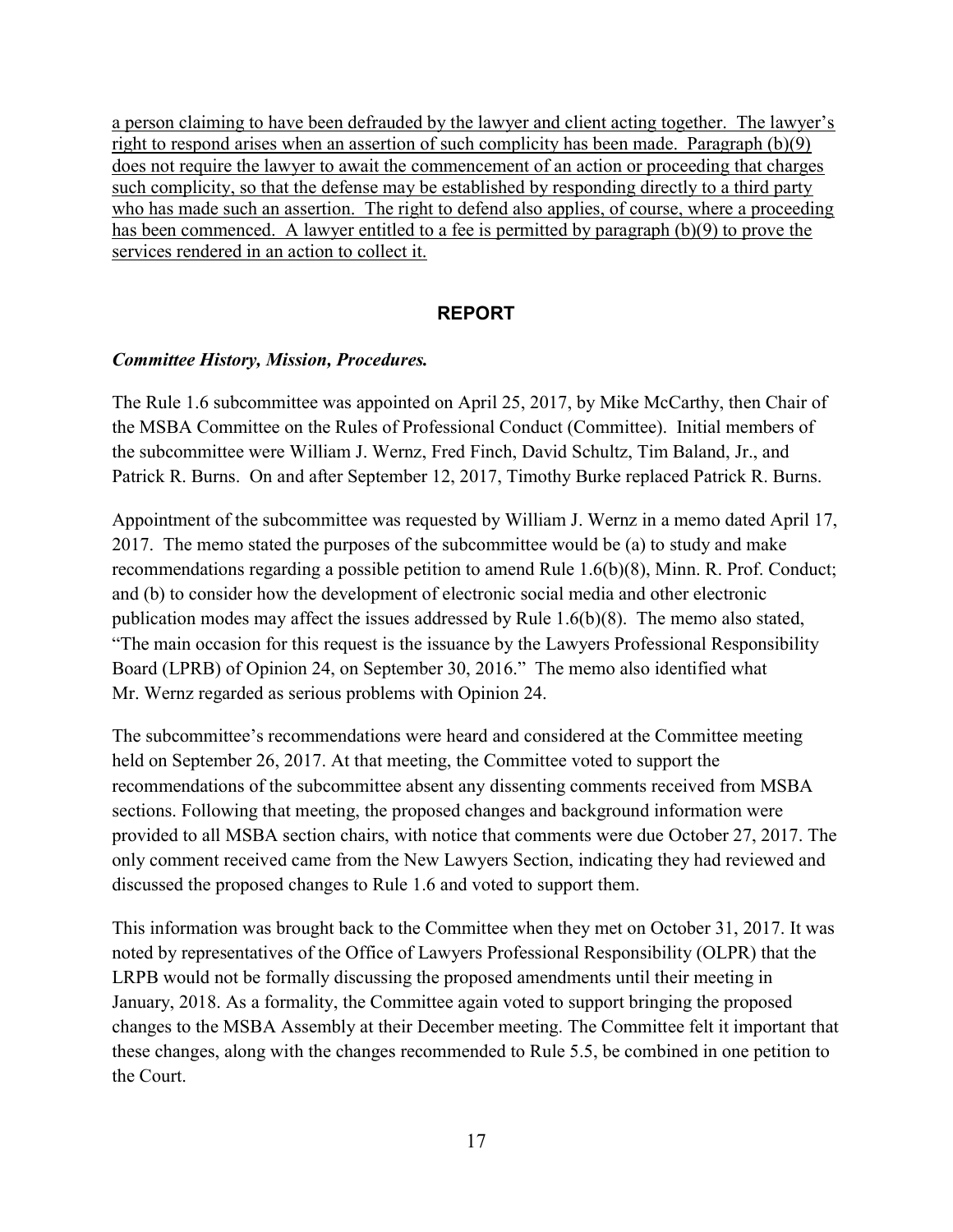<u>a person claiming to have been defrauded by the lawyer and client acting together. The lawyer's right to respond arises when an assertion of such complicity has been made. Paragraph (b)(9) does not require the lawyer to await the commencement of an action or proceeding that charges such complicity, so that the defense may be established by responding directly to a third party who has made such an assertion. The right to defend also applies, of course, where a proceeding has been commenced. A lawyer entitled to a fee is permitted by paragraph (b)(9) to prove the services rendered in an action to collect it.</u>

## REPORT

***Committee History, Mission, Procedures.***

The Rule 1.6 subcommittee was appointed on April 25, 2017, by Mike McCarthy, then Chair of the MSBA Committee on the Rules of Professional Conduct (Committee). Initial members of the subcommittee were William J. Wernz, Fred Finch, David Schultz, Tim Baland, Jr., and Patrick R. Burns. On and after September 12, 2017, Timothy Burke replaced Patrick R. Burns.

Appointment of the subcommittee was requested by William J. Wernz in a memo dated April 17, 2017. The memo stated the purposes of the subcommittee would be (a) to study and make recommendations regarding a possible petition to amend Rule 1.6(b)(8), Minn. R. Prof. Conduct; and (b) to consider how the development of electronic social media and other electronic publication modes may affect the issues addressed by Rule 1.6(b)(8). The memo also stated, "The main occasion for this request is the issuance by the Lawyers Professional Responsibility Board (LPRB) of Opinion 24, on September 30, 2016." The memo also identified what Mr. Wernz regarded as serious problems with Opinion 24.

The subcommittee's recommendations were heard and considered at the Committee meeting held on September 26, 2017. At that meeting, the Committee voted to support the recommendations of the subcommittee absent any dissenting comments received from MSBA sections. Following that meeting, the proposed changes and background information were provided to all MSBA section chairs, with notice that comments were due October 27, 2017. The only comment received came from the New Lawyers Section, indicating they had reviewed and discussed the proposed changes to Rule 1.6 and voted to support them.

This information was brought back to the Committee when they met on October 31, 2017. It was noted by representatives of the Office of Lawyers Professional Responsibility (OLPR) that the LRPB would not be formally discussing the proposed amendments until their meeting in January, 2018. As a formality, the Committee again voted to support bringing the proposed changes to the MSBA Assembly at their December meeting. The Committee felt it important that these changes, along with the changes recommended to Rule 5.5, be combined in one petition to the Court.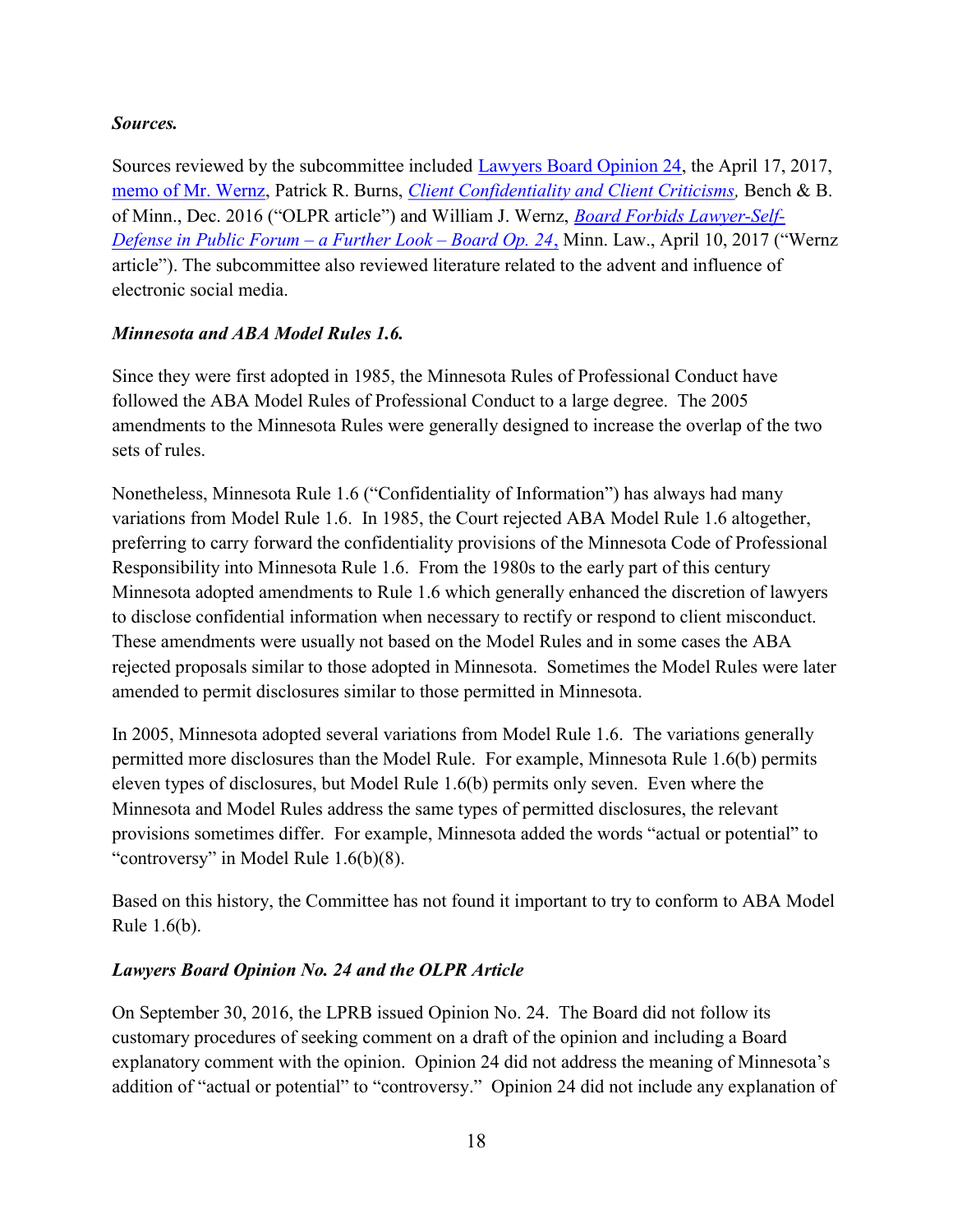***Sources.***

Sources reviewed by the subcommittee included Lawyers Board Opinion 24, the April 17, 2017, memo of Mr. Wernz, Patrick R. Burns, *Client Confidentiality and Client Criticisms,* Bench & B. of Minn., Dec. 2016 ("OLPR article") and William J. Wernz, *Board Forbids Lawyer-Self-Defense in Public Forum – a Further Look – Board Op. 24*, Minn. Law., April 10, 2017 ("Wernz article"). The subcommittee also reviewed literature related to the advent and influence of electronic social media.

***Minnesota and ABA Model Rules 1.6.***

Since they were first adopted in 1985, the Minnesota Rules of Professional Conduct have followed the ABA Model Rules of Professional Conduct to a large degree. The 2005 amendments to the Minnesota Rules were generally designed to increase the overlap of the two sets of rules.

Nonetheless, Minnesota Rule 1.6 ("Confidentiality of Information") has always had many variations from Model Rule 1.6. In 1985, the Court rejected ABA Model Rule 1.6 altogether, preferring to carry forward the confidentiality provisions of the Minnesota Code of Professional Responsibility into Minnesota Rule 1.6. From the 1980s to the early part of this century Minnesota adopted amendments to Rule 1.6 which generally enhanced the discretion of lawyers to disclose confidential information when necessary to rectify or respond to client misconduct. These amendments were usually not based on the Model Rules and in some cases the ABA rejected proposals similar to those adopted in Minnesota. Sometimes the Model Rules were later amended to permit disclosures similar to those permitted in Minnesota.

In 2005, Minnesota adopted several variations from Model Rule 1.6. The variations generally permitted more disclosures than the Model Rule. For example, Minnesota Rule 1.6(b) permits eleven types of disclosures, but Model Rule 1.6(b) permits only seven. Even where the Minnesota and Model Rules address the same types of permitted disclosures, the relevant provisions sometimes differ. For example, Minnesota added the words "actual or potential" to "controversy" in Model Rule 1.6(b)(8).

Based on this history, the Committee has not found it important to try to conform to ABA Model Rule 1.6(b).

***Lawyers Board Opinion No. 24 and the OLPR Article***

On September 30, 2016, the LPRB issued Opinion No. 24. The Board did not follow its customary procedures of seeking comment on a draft of the opinion and including a Board explanatory comment with the opinion. Opinion 24 did not address the meaning of Minnesota's addition of "actual or potential" to "controversy." Opinion 24 did not include any explanation of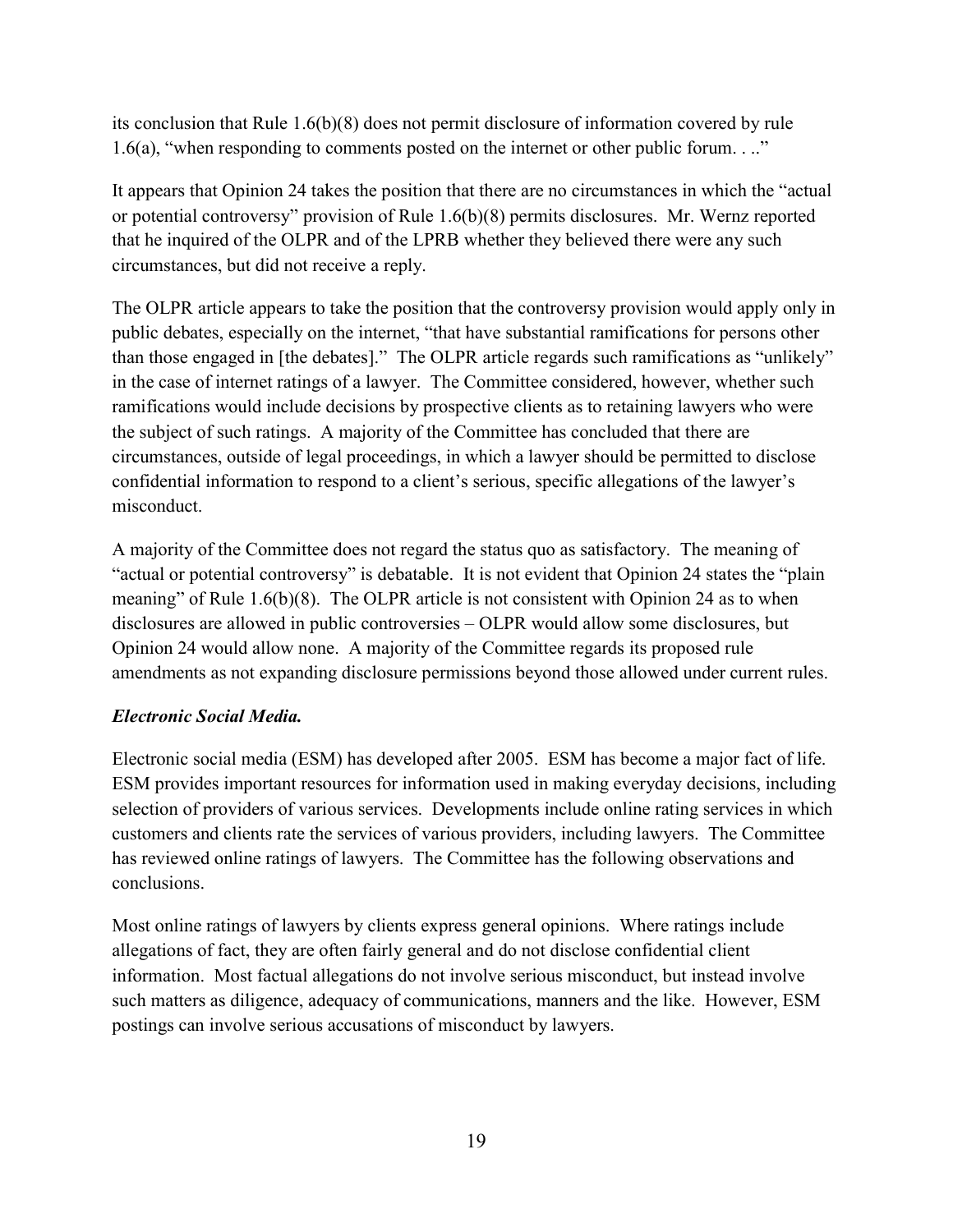its conclusion that Rule 1.6(b)(8) does not permit disclosure of information covered by rule 1.6(a), "when responding to comments posted on the internet or other public forum. . .."

It appears that Opinion 24 takes the position that there are no circumstances in which the "actual or potential controversy" provision of Rule 1.6(b)(8) permits disclosures. Mr. Wernz reported that he inquired of the OLPR and of the LPRB whether they believed there were any such circumstances, but did not receive a reply.

The OLPR article appears to take the position that the controversy provision would apply only in public debates, especially on the internet, "that have substantial ramifications for persons other than those engaged in [the debates]." The OLPR article regards such ramifications as "unlikely" in the case of internet ratings of a lawyer. The Committee considered, however, whether such ramifications would include decisions by prospective clients as to retaining lawyers who were the subject of such ratings. A majority of the Committee has concluded that there are circumstances, outside of legal proceedings, in which a lawyer should be permitted to disclose confidential information to respond to a client's serious, specific allegations of the lawyer's misconduct.

A majority of the Committee does not regard the status quo as satisfactory. The meaning of "actual or potential controversy" is debatable. It is not evident that Opinion 24 states the "plain meaning" of Rule 1.6(b)(8). The OLPR article is not consistent with Opinion 24 as to when disclosures are allowed in public controversies – OLPR would allow some disclosures, but Opinion 24 would allow none. A majority of the Committee regards its proposed rule amendments as not expanding disclosure permissions beyond those allowed under current rules.

***Electronic Social Media.***

Electronic social media (ESM) has developed after 2005. ESM has become a major fact of life. ESM provides important resources for information used in making everyday decisions, including selection of providers of various services. Developments include online rating services in which customers and clients rate the services of various providers, including lawyers. The Committee has reviewed online ratings of lawyers. The Committee has the following observations and conclusions.

Most online ratings of lawyers by clients express general opinions. Where ratings include allegations of fact, they are often fairly general and do not disclose confidential client information. Most factual allegations do not involve serious misconduct, but instead involve such matters as diligence, adequacy of communications, manners and the like. However, ESM postings can involve serious accusations of misconduct by lawyers.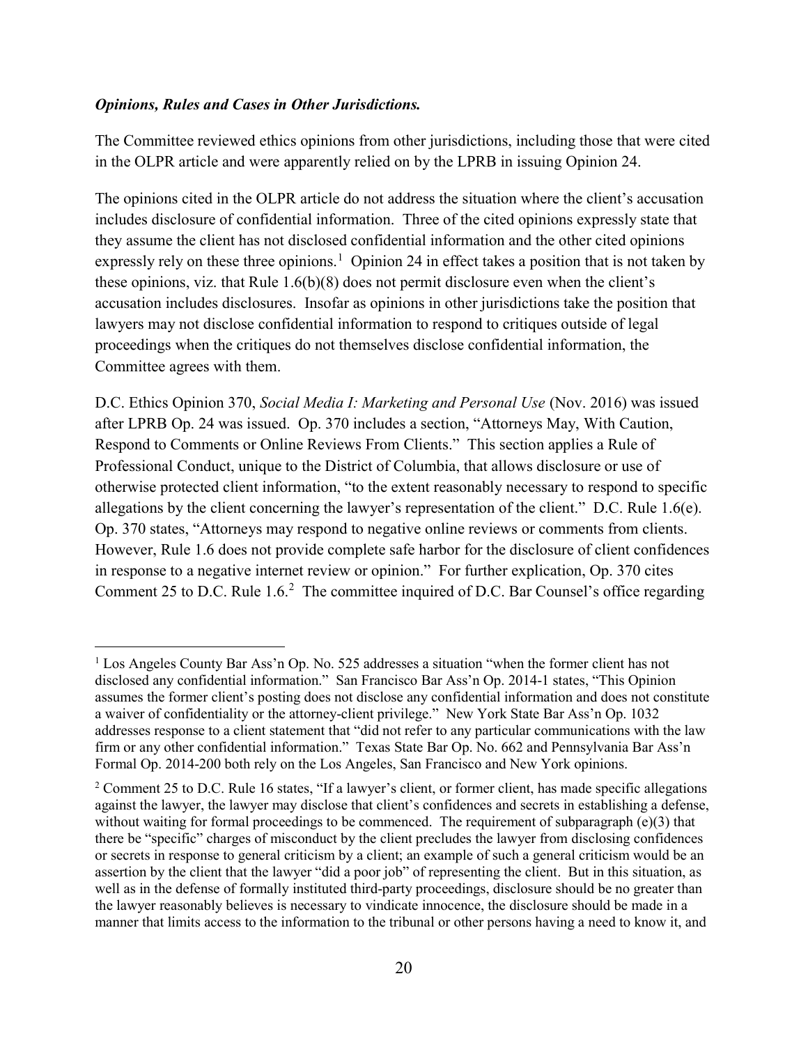***Opinions, Rules and Cases in Other Jurisdictions.***

The Committee reviewed ethics opinions from other jurisdictions, including those that were cited in the OLPR article and were apparently relied on by the LPRB in issuing Opinion 24.

The opinions cited in the OLPR article do not address the situation where the client's accusation includes disclosure of confidential information. Three of the cited opinions expressly state that they assume the client has not disclosed confidential information and the other cited opinions expressly rely on these three opinions.[1] Opinion 24 in effect takes a position that is not taken by these opinions, viz. that Rule 1.6(b)(8) does not permit disclosure even when the client's accusation includes disclosures. Insofar as opinions in other jurisdictions take the position that lawyers may not disclose confidential information to respond to critiques outside of legal proceedings when the critiques do not themselves disclose confidential information, the Committee agrees with them.

D.C. Ethics Opinion 370, *Social Media I: Marketing and Personal Use* (Nov. 2016) was issued after LPRB Op. 24 was issued. Op. 370 includes a section, "Attorneys May, With Caution, Respond to Comments or Online Reviews From Clients." This section applies a Rule of Professional Conduct, unique to the District of Columbia, that allows disclosure or use of otherwise protected client information, "to the extent reasonably necessary to respond to specific allegations by the client concerning the lawyer's representation of the client." D.C. Rule 1.6(e). Op. 370 states, "Attorneys may respond to negative online reviews or comments from clients. However, Rule 1.6 does not provide complete safe harbor for the disclosure of client confidences in response to a negative internet review or opinion." For further explication, Op. 370 cites Comment 25 to D.C. Rule 1.6.[2] The committee inquired of D.C. Bar Counsel's office regarding

---

[1] Los Angeles County Bar Ass'n Op. No. 525 addresses a situation "when the former client has not disclosed any confidential information." San Francisco Bar Ass'n Op. 2014-1 states, "This Opinion assumes the former client's posting does not disclose any confidential information and does not constitute a waiver of confidentiality or the attorney-client privilege." New York State Bar Ass'n Op. 1032 addresses response to a client statement that "did not refer to any particular communications with the law firm or any other confidential information." Texas State Bar Op. No. 662 and Pennsylvania Bar Ass'n Formal Op. 2014-200 both rely on the Los Angeles, San Francisco and New York opinions.

[2] Comment 25 to D.C. Rule 16 states, "If a lawyer's client, or former client, has made specific allegations against the lawyer, the lawyer may disclose that client's confidences and secrets in establishing a defense, without waiting for formal proceedings to be commenced. The requirement of subparagraph (e)(3) that there be "specific" charges of misconduct by the client precludes the lawyer from disclosing confidences or secrets in response to general criticism by a client; an example of such a general criticism would be an assertion by the client that the lawyer "did a poor job" of representing the client. But in this situation, as well as in the defense of formally instituted third-party proceedings, disclosure should be no greater than the lawyer reasonably believes is necessary to vindicate innocence, the disclosure should be made in a manner that limits access to the information to the tribunal or other persons having a need to know it, and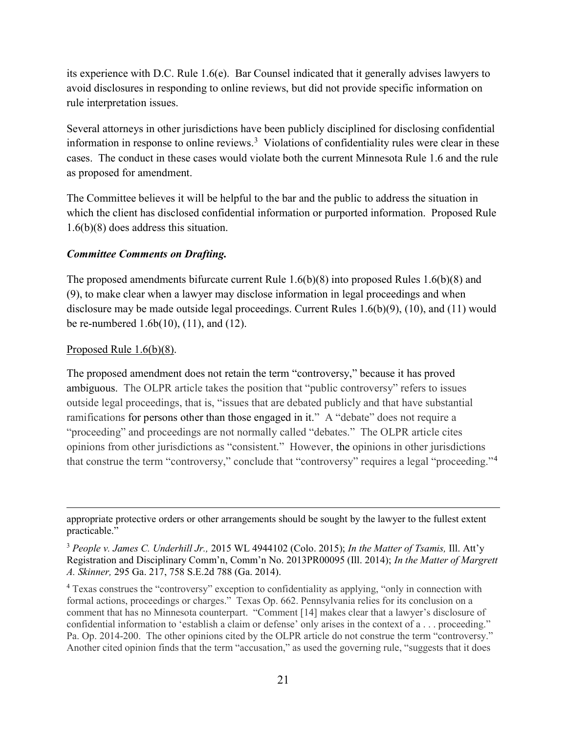its experience with D.C. Rule 1.6(e). Bar Counsel indicated that it generally advises lawyers to avoid disclosures in responding to online reviews, but did not provide specific information on rule interpretation issues.

Several attorneys in other jurisdictions have been publicly disciplined for disclosing confidential information in response to online reviews.[3] Violations of confidentiality rules were clear in these cases. The conduct in these cases would violate both the current Minnesota Rule 1.6 and the rule as proposed for amendment.

The Committee believes it will be helpful to the bar and the public to address the situation in which the client has disclosed confidential information or purported information. Proposed Rule 1.6(b)(8) does address this situation.

***Committee Comments on Drafting.***

The proposed amendments bifurcate current Rule 1.6(b)(8) into proposed Rules 1.6(b)(8) and (9), to make clear when a lawyer may disclose information in legal proceedings and when disclosure may be made outside legal proceedings. Current Rules 1.6(b)(9), (10), and (11) would be re-numbered 1.6b(10), (11), and (12).

<u>Proposed Rule 1.6(b)(8)</u>.

The proposed amendment does not retain the term "controversy," because it has proved ambiguous. The OLPR article takes the position that "public controversy" refers to issues outside legal proceedings, that is, "issues that are debated publicly and that have substantial ramifications for persons other than those engaged in it." A "debate" does not require a "proceeding" and proceedings are not normally called "debates." The OLPR article cites opinions from other jurisdictions as "consistent." However, the opinions in other jurisdictions that construe the term "controversy," conclude that "controversy" requires a legal "proceeding."[4]

---

appropriate protective orders or other arrangements should be sought by the lawyer to the fullest extent practicable."

[3] *People v. James C. Underhill Jr.,* 2015 WL 4944102 (Colo. 2015); *In the Matter of Tsamis,* Ill. Att'y Registration and Disciplinary Comm'n, Comm'n No. 2013PR00095 (Ill. 2014); *In the Matter of Margrett A. Skinner,* 295 Ga. 217, 758 S.E.2d 788 (Ga. 2014).

[4] Texas construes the "controversy" exception to confidentiality as applying, "only in connection with formal actions, proceedings or charges." Texas Op. 662. Pennsylvania relies for its conclusion on a comment that has no Minnesota counterpart. "Comment [14] makes clear that a lawyer's disclosure of confidential information to 'establish a claim or defense' only arises in the context of a . . . proceeding." Pa. Op. 2014-200. The other opinions cited by the OLPR article do not construe the term "controversy." Another cited opinion finds that the term "accusation," as used the governing rule, "suggests that it does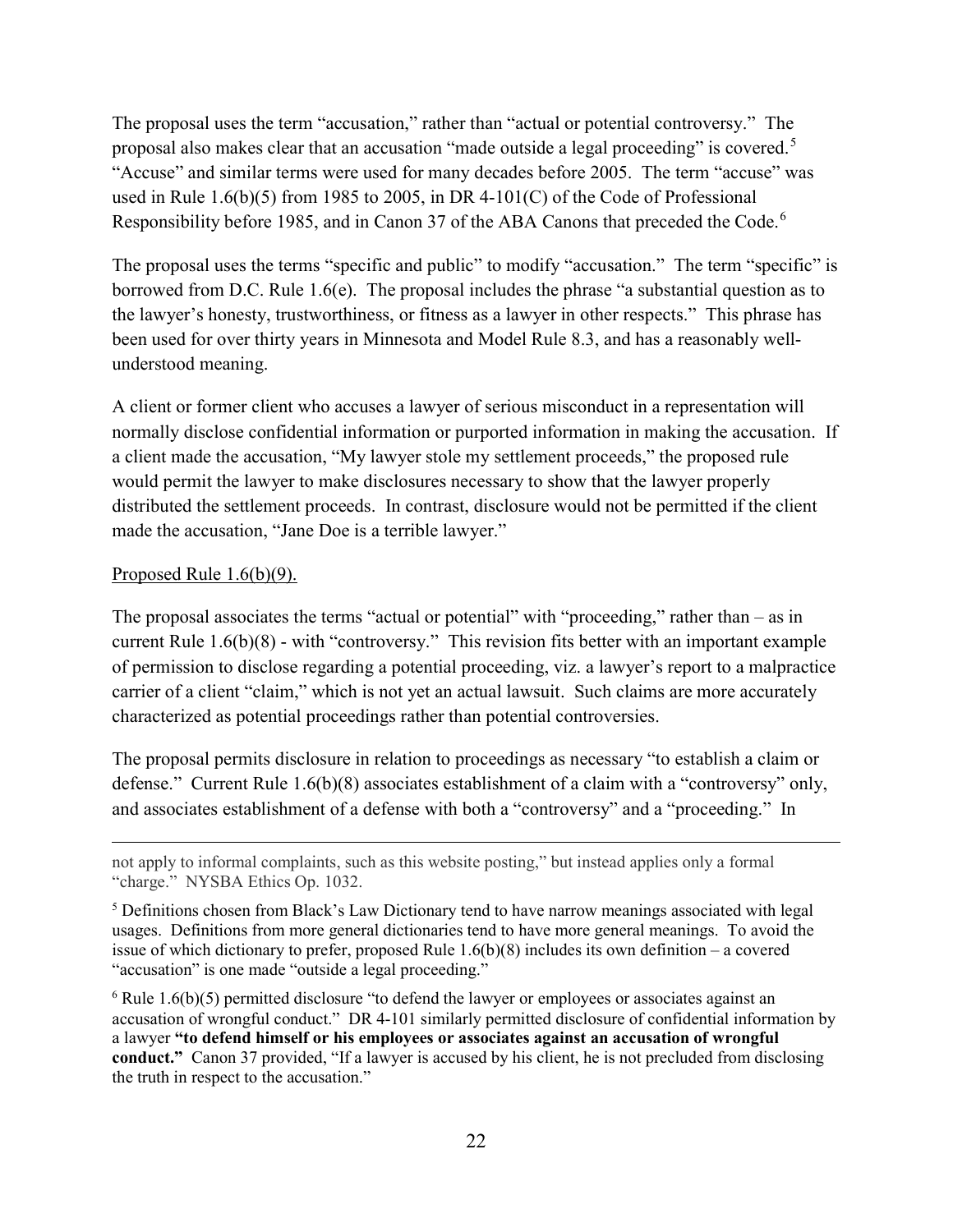The proposal uses the term "accusation," rather than "actual or potential controversy." The proposal also makes clear that an accusation "made outside a legal proceeding" is covered.[5] "Accuse" and similar terms were used for many decades before 2005. The term "accuse" was used in Rule 1.6(b)(5) from 1985 to 2005, in DR 4-101(C) of the Code of Professional Responsibility before 1985, and in Canon 37 of the ABA Canons that preceded the Code.[6]

The proposal uses the terms "specific and public" to modify "accusation." The term "specific" is borrowed from D.C. Rule 1.6(e). The proposal includes the phrase "a substantial question as to the lawyer's honesty, trustworthiness, or fitness as a lawyer in other respects." This phrase has been used for over thirty years in Minnesota and Model Rule 8.3, and has a reasonably well-understood meaning.

A client or former client who accuses a lawyer of serious misconduct in a representation will normally disclose confidential information or purported information in making the accusation. If a client made the accusation, "My lawyer stole my settlement proceeds," the proposed rule would permit the lawyer to make disclosures necessary to show that the lawyer properly distributed the settlement proceeds. In contrast, disclosure would not be permitted if the client made the accusation, "Jane Doe is a terrible lawyer."

Proposed Rule 1.6(b)(9).

The proposal associates the terms "actual or potential" with "proceeding," rather than – as in current Rule 1.6(b)(8) - with "controversy." This revision fits better with an important example of permission to disclose regarding a potential proceeding, viz. a lawyer's report to a malpractice carrier of a client "claim," which is not yet an actual lawsuit. Such claims are more accurately characterized as potential proceedings rather than potential controversies.

The proposal permits disclosure in relation to proceedings as necessary "to establish a claim or defense." Current Rule 1.6(b)(8) associates establishment of a claim with a "controversy" only, and associates establishment of a defense with both a "controversy" and a "proceeding." In

---

not apply to informal complaints, such as this website posting," but instead applies only a formal "charge." NYSBA Ethics Op. 1032.

[5] Definitions chosen from Black's Law Dictionary tend to have narrow meanings associated with legal usages. Definitions from more general dictionaries tend to have more general meanings. To avoid the issue of which dictionary to prefer, proposed Rule 1.6(b)(8) includes its own definition – a covered "accusation" is one made "outside a legal proceeding."

[6] Rule 1.6(b)(5) permitted disclosure "to defend the lawyer or employees or associates against an accusation of wrongful conduct." DR 4-101 similarly permitted disclosure of confidential information by a lawyer **"to defend himself or his employees or associates against an accusation of wrongful conduct."** Canon 37 provided, "If a lawyer is accused by his client, he is not precluded from disclosing the truth in respect to the accusation."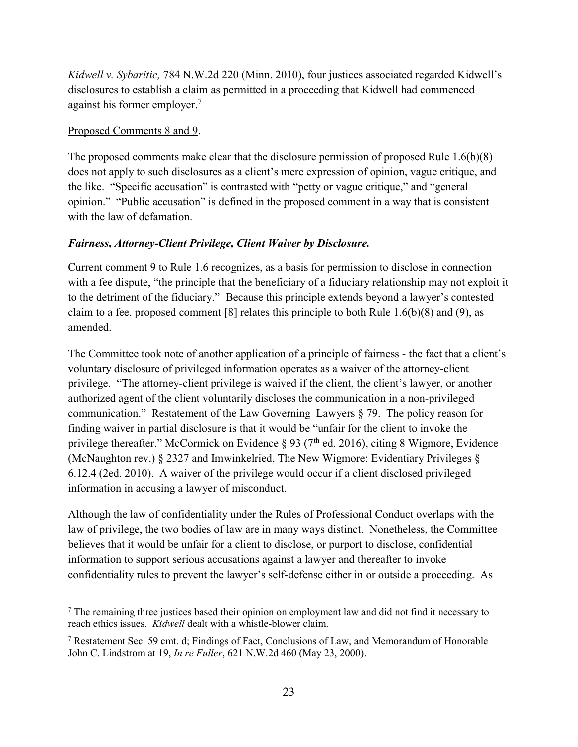*Kidwell v. Sybaritic,* 784 N.W.2d 220 (Minn. 2010), four justices associated regarded Kidwell's disclosures to establish a claim as permitted in a proceeding that Kidwell had commenced against his former employer.[7]

Proposed Comments 8 and 9.

The proposed comments make clear that the disclosure permission of proposed Rule 1.6(b)(8) does not apply to such disclosures as a client's mere expression of opinion, vague critique, and the like. "Specific accusation" is contrasted with "petty or vague critique," and "general opinion." "Public accusation" is defined in the proposed comment in a way that is consistent with the law of defamation.

### *Fairness, Attorney-Client Privilege, Client Waiver by Disclosure.*

Current comment 9 to Rule 1.6 recognizes, as a basis for permission to disclose in connection with a fee dispute, "the principle that the beneficiary of a fiduciary relationship may not exploit it to the detriment of the fiduciary." Because this principle extends beyond a lawyer's contested claim to a fee, proposed comment [8] relates this principle to both Rule 1.6(b)(8) and (9), as amended.

The Committee took note of another application of a principle of fairness - the fact that a client's voluntary disclosure of privileged information operates as a waiver of the attorney-client privilege. "The attorney-client privilege is waived if the client, the client's lawyer, or another authorized agent of the client voluntarily discloses the communication in a non-privileged communication." Restatement of the Law Governing Lawyers § 79. The policy reason for finding waiver in partial disclosure is that it would be "unfair for the client to invoke the privilege thereafter." McCormick on Evidence § 93 (7th ed. 2016), citing 8 Wigmore, Evidence (McNaughton rev.) § 2327 and Imwinkelried, The New Wigmore: Evidentiary Privileges § 6.12.4 (2ed. 2010). A waiver of the privilege would occur if a client disclosed privileged information in accusing a lawyer of misconduct.

Although the law of confidentiality under the Rules of Professional Conduct overlaps with the law of privilege, the two bodies of law are in many ways distinct. Nonetheless, the Committee believes that it would be unfair for a client to disclose, or purport to disclose, confidential information to support serious accusations against a lawyer and thereafter to invoke confidentiality rules to prevent the lawyer's self-defense either in or outside a proceeding. As

---

[7] The remaining three justices based their opinion on employment law and did not find it necessary to reach ethics issues. *Kidwell* dealt with a whistle-blower claim.

[7] Restatement Sec. 59 cmt. d; Findings of Fact, Conclusions of Law, and Memorandum of Honorable John C. Lindstrom at 19, *In re Fuller*, 621 N.W.2d 460 (May 23, 2000).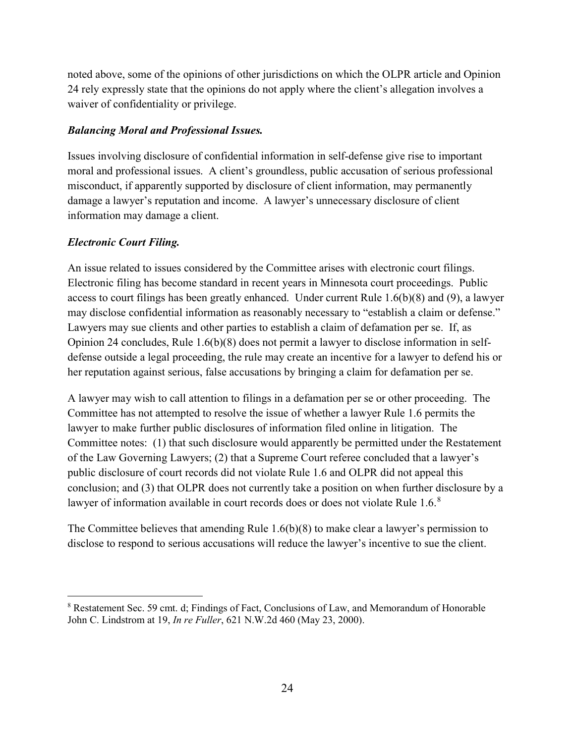noted above, some of the opinions of other jurisdictions on which the OLPR article and Opinion 24 rely expressly state that the opinions do not apply where the client's allegation involves a waiver of confidentiality or privilege.

***Balancing Moral and Professional Issues.***

Issues involving disclosure of confidential information in self-defense give rise to important moral and professional issues. A client's groundless, public accusation of serious professional misconduct, if apparently supported by disclosure of client information, may permanently damage a lawyer's reputation and income. A lawyer's unnecessary disclosure of client information may damage a client.

***Electronic Court Filing.***

An issue related to issues considered by the Committee arises with electronic court filings. Electronic filing has become standard in recent years in Minnesota court proceedings. Public access to court filings has been greatly enhanced. Under current Rule 1.6(b)(8) and (9), a lawyer may disclose confidential information as reasonably necessary to "establish a claim or defense." Lawyers may sue clients and other parties to establish a claim of defamation per se. If, as Opinion 24 concludes, Rule 1.6(b)(8) does not permit a lawyer to disclose information in self-defense outside a legal proceeding, the rule may create an incentive for a lawyer to defend his or her reputation against serious, false accusations by bringing a claim for defamation per se.

A lawyer may wish to call attention to filings in a defamation per se or other proceeding. The Committee has not attempted to resolve the issue of whether a lawyer Rule 1.6 permits the lawyer to make further public disclosures of information filed online in litigation. The Committee notes: (1) that such disclosure would apparently be permitted under the Restatement of the Law Governing Lawyers; (2) that a Supreme Court referee concluded that a lawyer's public disclosure of court records did not violate Rule 1.6 and OLPR did not appeal this conclusion; and (3) that OLPR does not currently take a position on when further disclosure by a lawyer of information available in court records does or does not violate Rule 1.6.[8]

The Committee believes that amending Rule 1.6(b)(8) to make clear a lawyer's permission to disclose to respond to serious accusations will reduce the lawyer's incentive to sue the client.

---

[8] Restatement Sec. 59 cmt. d; Findings of Fact, Conclusions of Law, and Memorandum of Honorable John C. Lindstrom at 19, *In re Fuller*, 621 N.W.2d 460 (May 23, 2000).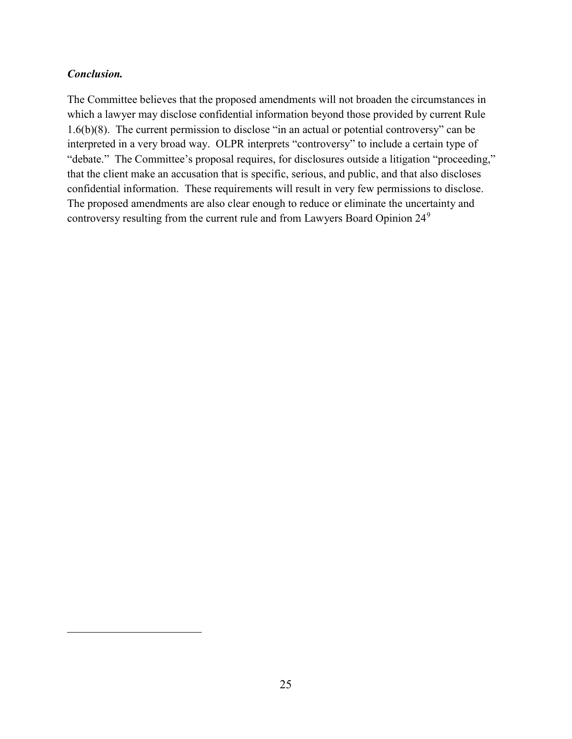***Conclusion.***

The Committee believes that the proposed amendments will not broaden the circumstances in which a lawyer may disclose confidential information beyond those provided by current Rule 1.6(b)(8). The current permission to disclose "in an actual or potential controversy" can be interpreted in a very broad way. OLPR interprets "controversy" to include a certain type of "debate." The Committee's proposal requires, for disclosures outside a litigation "proceeding," that the client make an accusation that is specific, serious, and public, and that also discloses confidential information. These requirements will result in very few permissions to disclose. The proposed amendments are also clear enough to reduce or eliminate the uncertainty and controversy resulting from the current rule and from Lawyers Board Opinion 24[9]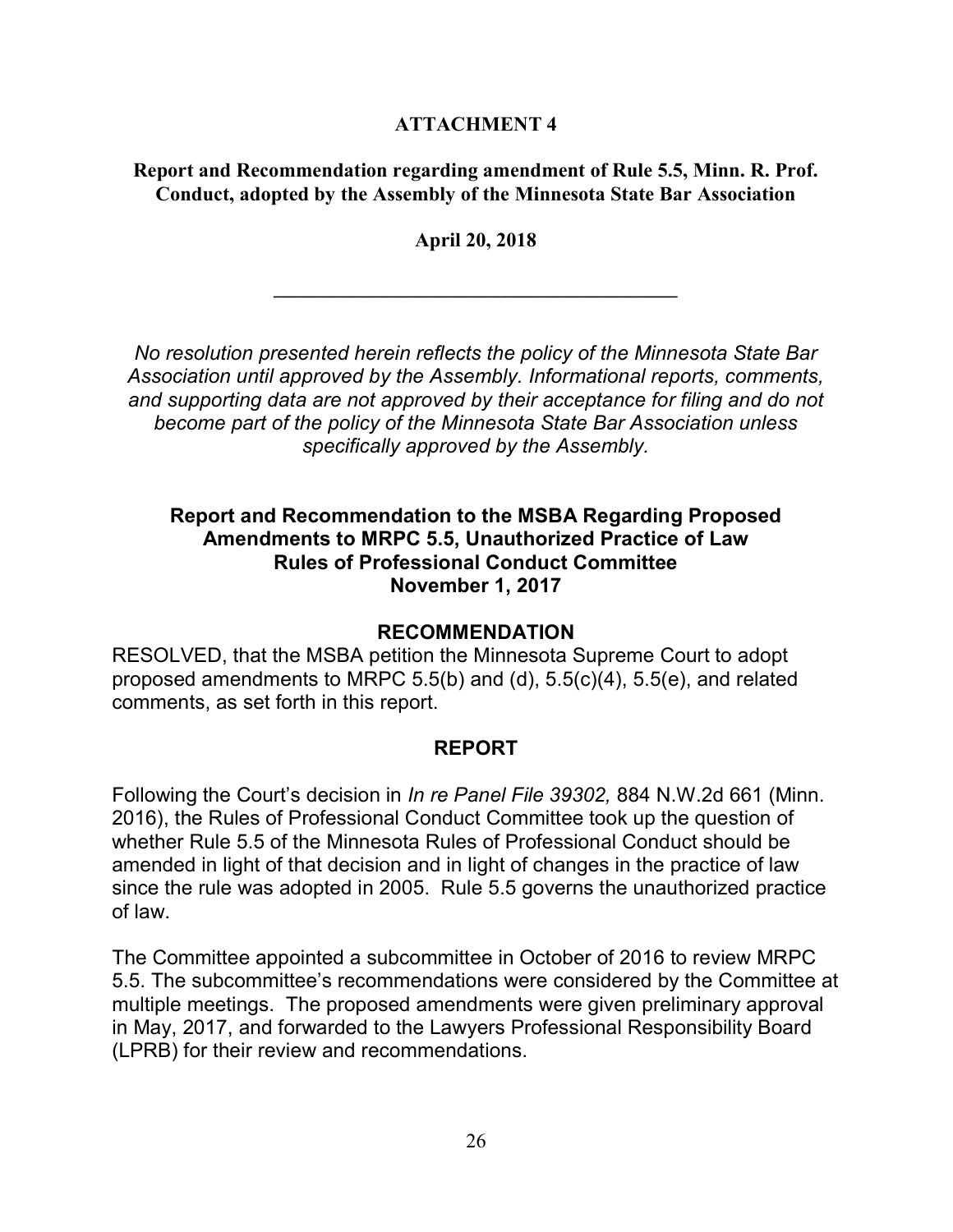**ATTACHMENT 4**

**Report and Recommendation regarding amendment of Rule 5.5, Minn. R. Prof. Conduct, adopted by the Assembly of the Minnesota State Bar Association**

**April 20, 2018**

---

*No resolution presented herein reflects the policy of the Minnesota State Bar Association until approved by the Assembly. Informational reports, comments, and supporting data are not approved by their acceptance for filing and do not become part of the policy of the Minnesota State Bar Association unless specifically approved by the Assembly.*

## Report and Recommendation to the MSBA Regarding Proposed Amendments to MRPC 5.5, Unauthorized Practice of Law Rules of Professional Conduct Committee November 1, 2017

### RECOMMENDATION

RESOLVED, that the MSBA petition the Minnesota Supreme Court to adopt proposed amendments to MRPC 5.5(b) and (d), 5.5(c)(4), 5.5(e), and related comments, as set forth in this report.

### REPORT

Following the Court's decision in *In re Panel File 39302,* 884 N.W.2d 661 (Minn. 2016), the Rules of Professional Conduct Committee took up the question of whether Rule 5.5 of the Minnesota Rules of Professional Conduct should be amended in light of that decision and in light of changes in the practice of law since the rule was adopted in 2005. Rule 5.5 governs the unauthorized practice of law.

The Committee appointed a subcommittee in October of 2016 to review MRPC 5.5. The subcommittee's recommendations were considered by the Committee at multiple meetings. The proposed amendments were given preliminary approval in May, 2017, and forwarded to the Lawyers Professional Responsibility Board (LPRB) for their review and recommendations.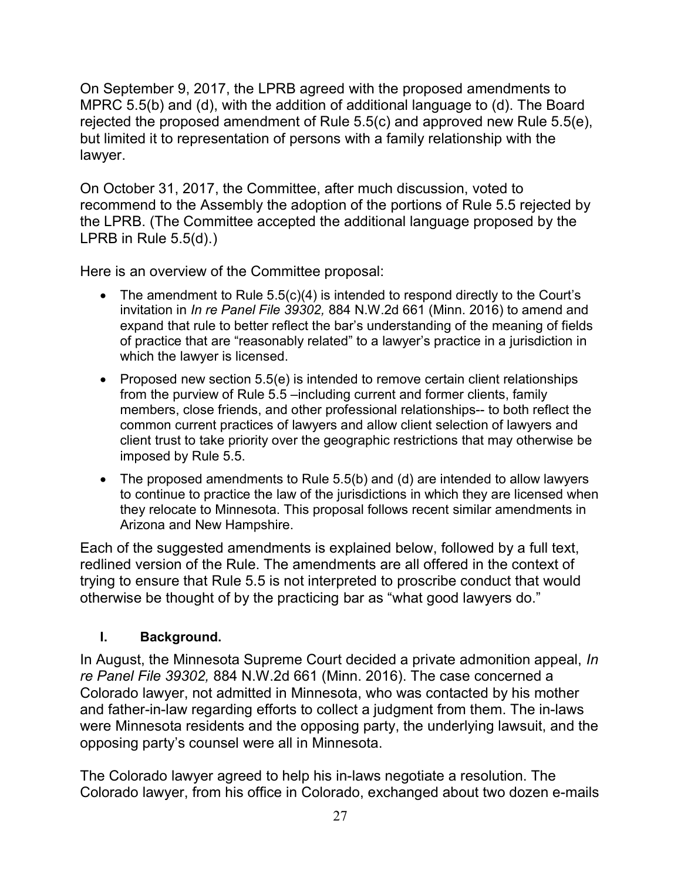On September 9, 2017, the LPRB agreed with the proposed amendments to MPRC 5.5(b) and (d), with the addition of additional language to (d). The Board rejected the proposed amendment of Rule 5.5(c) and approved new Rule 5.5(e), but limited it to representation of persons with a family relationship with the lawyer.

On October 31, 2017, the Committee, after much discussion, voted to recommend to the Assembly the adoption of the portions of Rule 5.5 rejected by the LPRB. (The Committee accepted the additional language proposed by the LPRB in Rule 5.5(d).)

Here is an overview of the Committee proposal:

- The amendment to Rule 5.5(c)(4) is intended to respond directly to the Court's invitation in *In re Panel File 39302,* 884 N.W.2d 661 (Minn. 2016) to amend and expand that rule to better reflect the bar's understanding of the meaning of fields of practice that are "reasonably related" to a lawyer's practice in a jurisdiction in which the lawyer is licensed.
- Proposed new section 5.5(e) is intended to remove certain client relationships from the purview of Rule 5.5 –including current and former clients, family members, close friends, and other professional relationships-- to both reflect the common current practices of lawyers and allow client selection of lawyers and client trust to take priority over the geographic restrictions that may otherwise be imposed by Rule 5.5.
- The proposed amendments to Rule 5.5(b) and (d) are intended to allow lawyers to continue to practice the law of the jurisdictions in which they are licensed when they relocate to Minnesota. This proposal follows recent similar amendments in Arizona and New Hampshire.

Each of the suggested amendments is explained below, followed by a full text, redlined version of the Rule. The amendments are all offered in the context of trying to ensure that Rule 5.5 is not interpreted to proscribe conduct that would otherwise be thought of by the practicing bar as "what good lawyers do."

## I. Background.

In August, the Minnesota Supreme Court decided a private admonition appeal, *In re Panel File 39302,* 884 N.W.2d 661 (Minn. 2016). The case concerned a Colorado lawyer, not admitted in Minnesota, who was contacted by his mother and father-in-law regarding efforts to collect a judgment from them. The in-laws were Minnesota residents and the opposing party, the underlying lawsuit, and the opposing party's counsel were all in Minnesota.

The Colorado lawyer agreed to help his in-laws negotiate a resolution. The Colorado lawyer, from his office in Colorado, exchanged about two dozen e-mails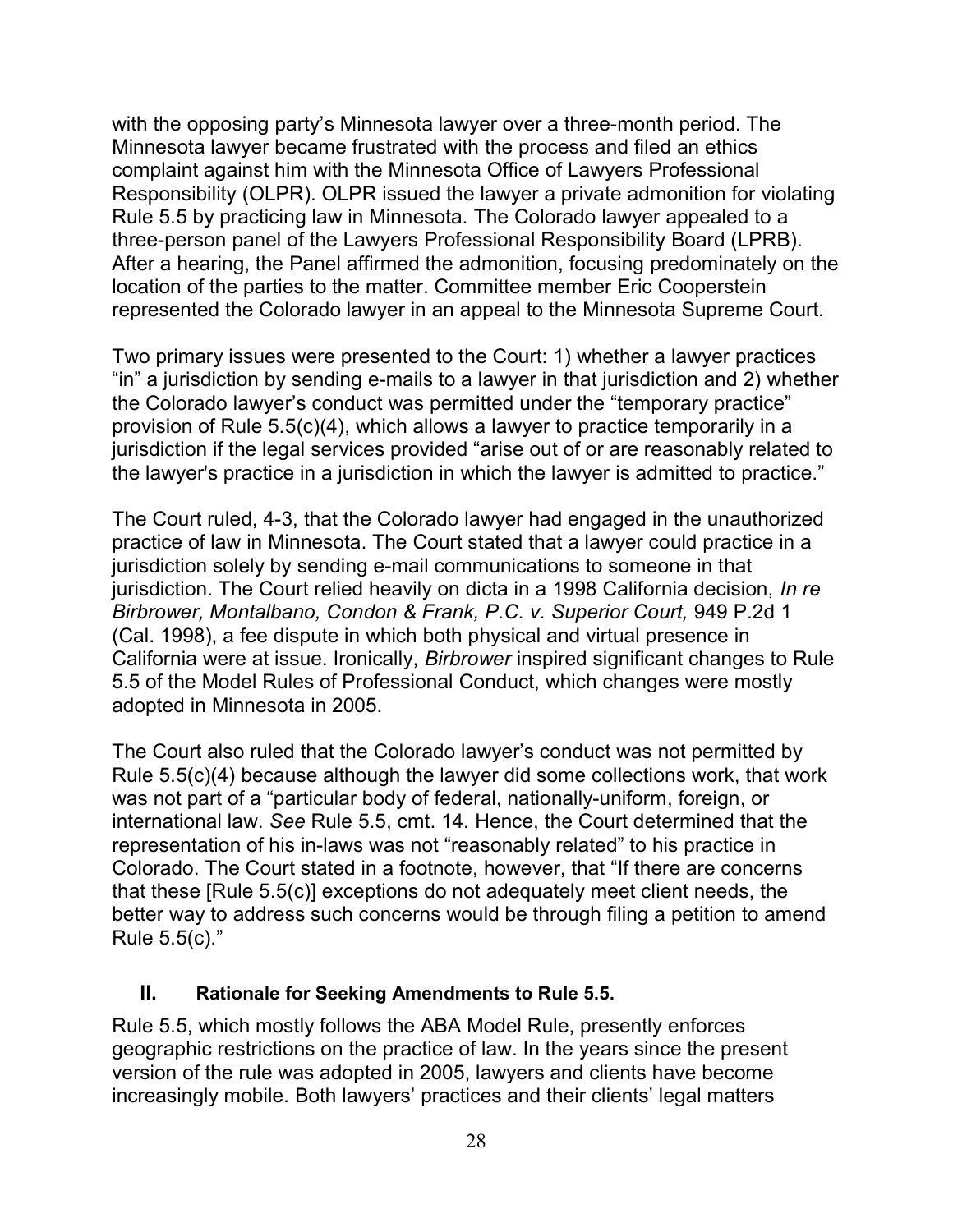with the opposing party's Minnesota lawyer over a three-month period. The Minnesota lawyer became frustrated with the process and filed an ethics complaint against him with the Minnesota Office of Lawyers Professional Responsibility (OLPR). OLPR issued the lawyer a private admonition for violating Rule 5.5 by practicing law in Minnesota. The Colorado lawyer appealed to a three-person panel of the Lawyers Professional Responsibility Board (LPRB). After a hearing, the Panel affirmed the admonition, focusing predominately on the location of the parties to the matter. Committee member Eric Cooperstein represented the Colorado lawyer in an appeal to the Minnesota Supreme Court.

Two primary issues were presented to the Court: 1) whether a lawyer practices "in" a jurisdiction by sending e-mails to a lawyer in that jurisdiction and 2) whether the Colorado lawyer's conduct was permitted under the "temporary practice" provision of Rule 5.5(c)(4), which allows a lawyer to practice temporarily in a jurisdiction if the legal services provided "arise out of or are reasonably related to the lawyer's practice in a jurisdiction in which the lawyer is admitted to practice."

The Court ruled, 4-3, that the Colorado lawyer had engaged in the unauthorized practice of law in Minnesota. The Court stated that a lawyer could practice in a jurisdiction solely by sending e-mail communications to someone in that jurisdiction. The Court relied heavily on dicta in a 1998 California decision, *In re Birbrower, Montalbano, Condon & Frank, P.C. v. Superior Court,* 949 P.2d 1 (Cal. 1998), a fee dispute in which both physical and virtual presence in California were at issue. Ironically, *Birbrower* inspired significant changes to Rule 5.5 of the Model Rules of Professional Conduct, which changes were mostly adopted in Minnesota in 2005.

The Court also ruled that the Colorado lawyer's conduct was not permitted by Rule 5.5(c)(4) because although the lawyer did some collections work, that work was not part of a "particular body of federal, nationally-uniform, foreign, or international law. *See* Rule 5.5, cmt. 14. Hence, the Court determined that the representation of his in-laws was not "reasonably related" to his practice in Colorado. The Court stated in a footnote, however, that "If there are concerns that these [Rule 5.5(c)] exceptions do not adequately meet client needs, the better way to address such concerns would be through filing a petition to amend Rule 5.5(c)."

## II. Rationale for Seeking Amendments to Rule 5.5.

Rule 5.5, which mostly follows the ABA Model Rule, presently enforces geographic restrictions on the practice of law. In the years since the present version of the rule was adopted in 2005, lawyers and clients have become increasingly mobile. Both lawyers' practices and their clients' legal matters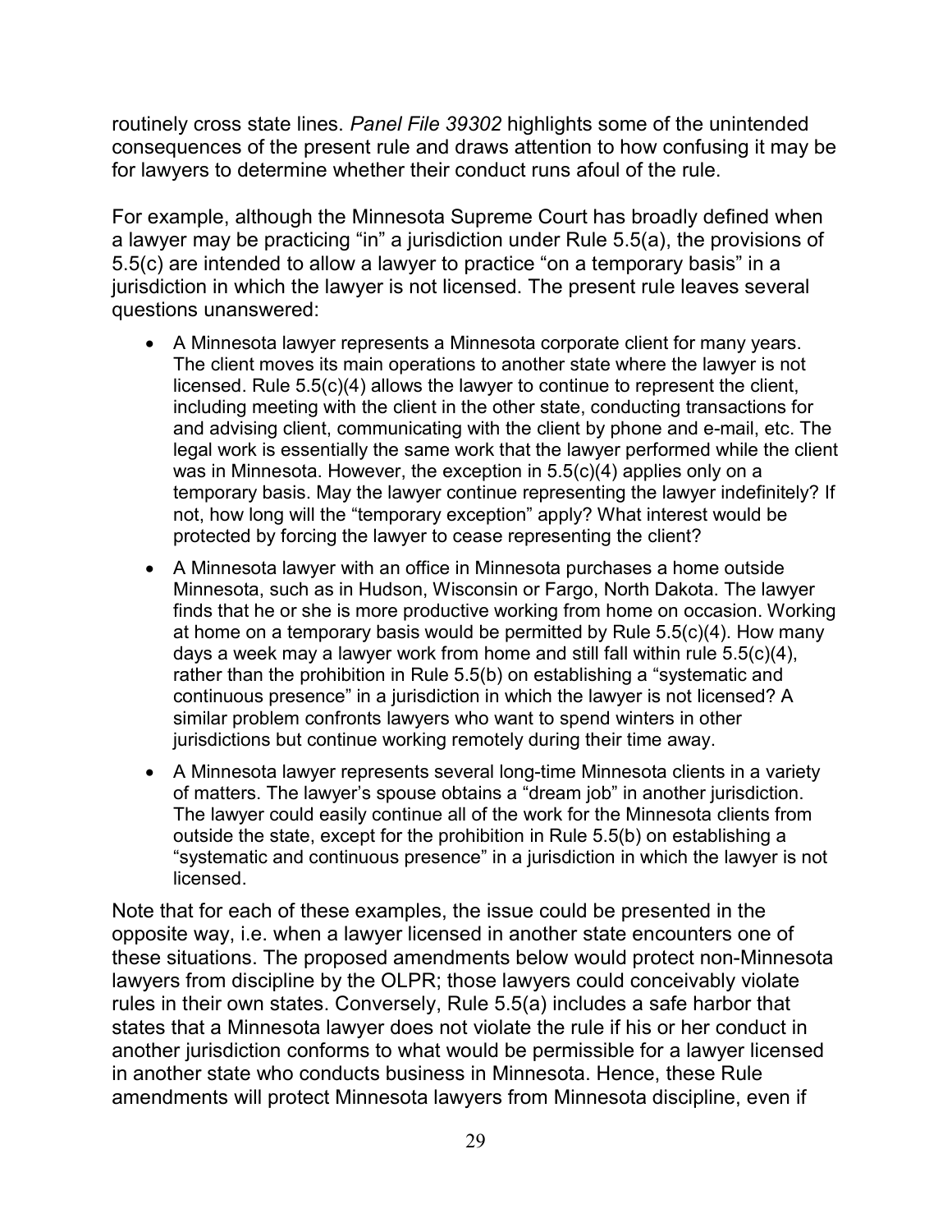routinely cross state lines. *Panel File 39302* highlights some of the unintended consequences of the present rule and draws attention to how confusing it may be for lawyers to determine whether their conduct runs afoul of the rule.

For example, although the Minnesota Supreme Court has broadly defined when a lawyer may be practicing "in" a jurisdiction under Rule 5.5(a), the provisions of 5.5(c) are intended to allow a lawyer to practice "on a temporary basis" in a jurisdiction in which the lawyer is not licensed. The present rule leaves several questions unanswered:

- A Minnesota lawyer represents a Minnesota corporate client for many years. The client moves its main operations to another state where the lawyer is not licensed. Rule 5.5(c)(4) allows the lawyer to continue to represent the client, including meeting with the client in the other state, conducting transactions for and advising client, communicating with the client by phone and e-mail, etc. The legal work is essentially the same work that the lawyer performed while the client was in Minnesota. However, the exception in 5.5(c)(4) applies only on a temporary basis. May the lawyer continue representing the lawyer indefinitely? If not, how long will the "temporary exception" apply? What interest would be protected by forcing the lawyer to cease representing the client?
- A Minnesota lawyer with an office in Minnesota purchases a home outside Minnesota, such as in Hudson, Wisconsin or Fargo, North Dakota. The lawyer finds that he or she is more productive working from home on occasion. Working at home on a temporary basis would be permitted by Rule 5.5(c)(4). How many days a week may a lawyer work from home and still fall within rule 5.5(c)(4), rather than the prohibition in Rule 5.5(b) on establishing a "systematic and continuous presence" in a jurisdiction in which the lawyer is not licensed? A similar problem confronts lawyers who want to spend winters in other jurisdictions but continue working remotely during their time away.
- A Minnesota lawyer represents several long-time Minnesota clients in a variety of matters. The lawyer's spouse obtains a "dream job" in another jurisdiction. The lawyer could easily continue all of the work for the Minnesota clients from outside the state, except for the prohibition in Rule 5.5(b) on establishing a "systematic and continuous presence" in a jurisdiction in which the lawyer is not licensed.

Note that for each of these examples, the issue could be presented in the opposite way, i.e. when a lawyer licensed in another state encounters one of these situations. The proposed amendments below would protect non-Minnesota lawyers from discipline by the OLPR; those lawyers could conceivably violate rules in their own states. Conversely, Rule 5.5(a) includes a safe harbor that states that a Minnesota lawyer does not violate the rule if his or her conduct in another jurisdiction conforms to what would be permissible for a lawyer licensed in another state who conducts business in Minnesota. Hence, these Rule amendments will protect Minnesota lawyers from Minnesota discipline, even if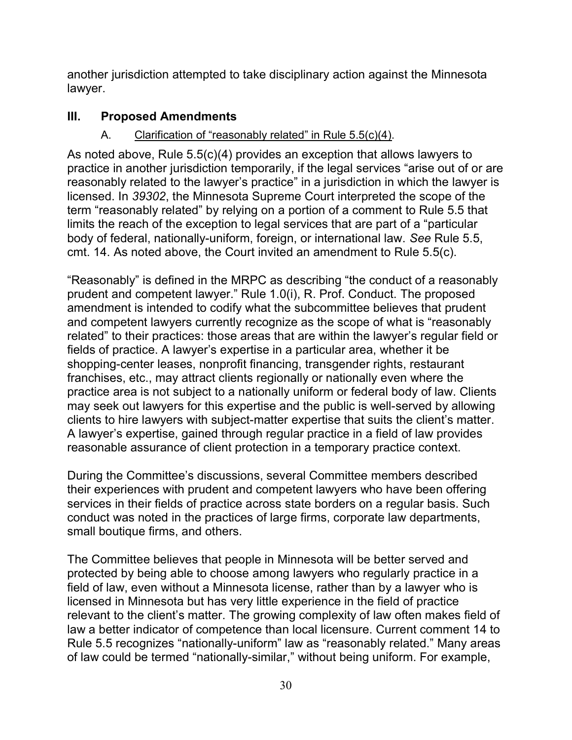another jurisdiction attempted to take disciplinary action against the Minnesota lawyer.

## III. Proposed Amendments

### A. Clarification of "reasonably related" in Rule 5.5(c)(4).

As noted above, Rule 5.5(c)(4) provides an exception that allows lawyers to practice in another jurisdiction temporarily, if the legal services "arise out of or are reasonably related to the lawyer's practice" in a jurisdiction in which the lawyer is licensed. In *39302*, the Minnesota Supreme Court interpreted the scope of the term "reasonably related" by relying on a portion of a comment to Rule 5.5 that limits the reach of the exception to legal services that are part of a "particular body of federal, nationally-uniform, foreign, or international law. *See* Rule 5.5, cmt. 14. As noted above, the Court invited an amendment to Rule 5.5(c).

"Reasonably" is defined in the MRPC as describing "the conduct of a reasonably prudent and competent lawyer." Rule 1.0(i), R. Prof. Conduct. The proposed amendment is intended to codify what the subcommittee believes that prudent and competent lawyers currently recognize as the scope of what is "reasonably related" to their practices: those areas that are within the lawyer's regular field or fields of practice. A lawyer's expertise in a particular area, whether it be shopping-center leases, nonprofit financing, transgender rights, restaurant franchises, etc., may attract clients regionally or nationally even where the practice area is not subject to a nationally uniform or federal body of law. Clients may seek out lawyers for this expertise and the public is well-served by allowing clients to hire lawyers with subject-matter expertise that suits the client's matter. A lawyer's expertise, gained through regular practice in a field of law provides reasonable assurance of client protection in a temporary practice context.

During the Committee's discussions, several Committee members described their experiences with prudent and competent lawyers who have been offering services in their fields of practice across state borders on a regular basis. Such conduct was noted in the practices of large firms, corporate law departments, small boutique firms, and others.

The Committee believes that people in Minnesota will be better served and protected by being able to choose among lawyers who regularly practice in a field of law, even without a Minnesota license, rather than by a lawyer who is licensed in Minnesota but has very little experience in the field of practice relevant to the client's matter. The growing complexity of law often makes field of law a better indicator of competence than local licensure. Current comment 14 to Rule 5.5 recognizes "nationally-uniform" law as "reasonably related." Many areas of law could be termed "nationally-similar," without being uniform. For example,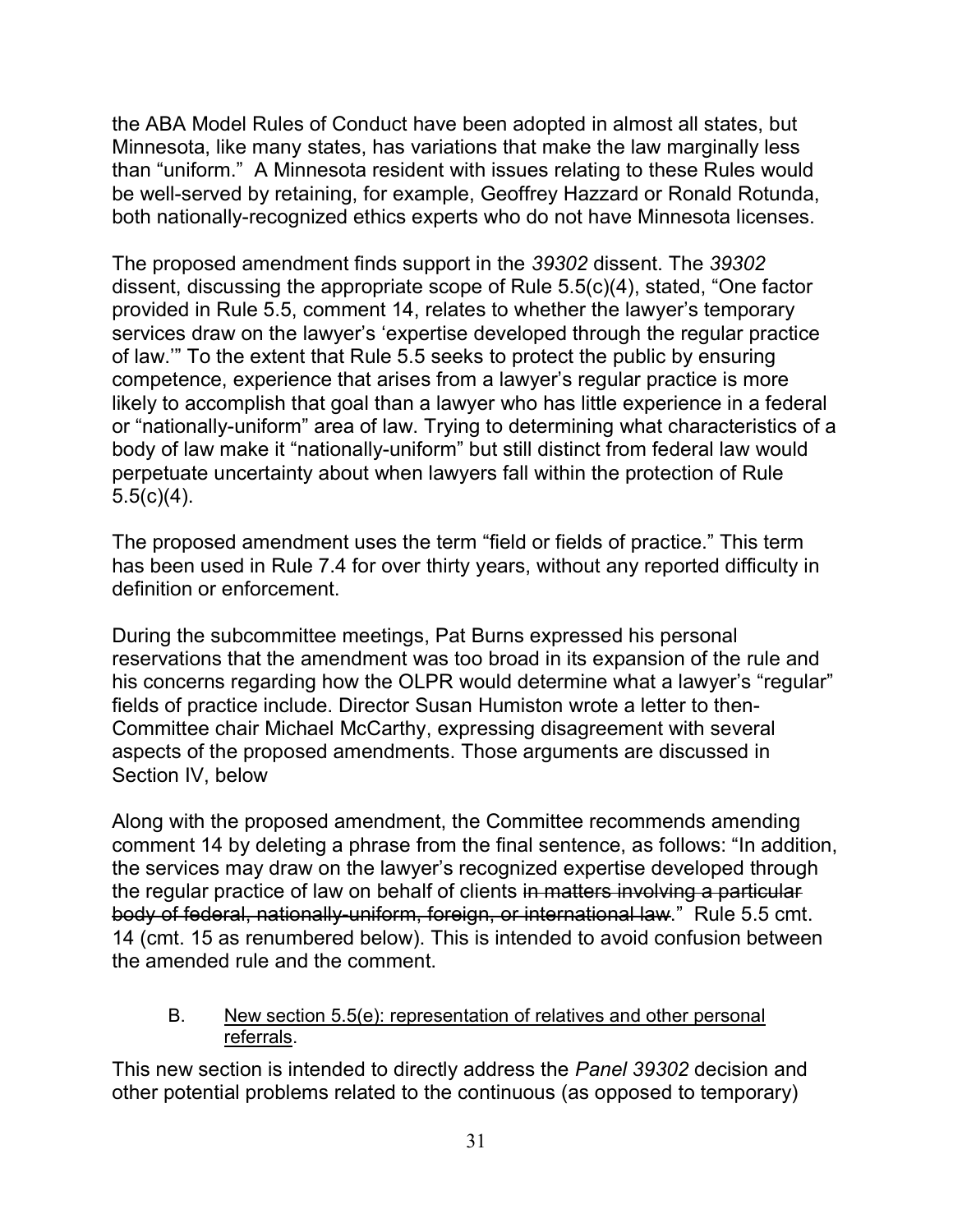the ABA Model Rules of Conduct have been adopted in almost all states, but Minnesota, like many states, has variations that make the law marginally less than "uniform." A Minnesota resident with issues relating to these Rules would be well-served by retaining, for example, Geoffrey Hazzard or Ronald Rotunda, both nationally-recognized ethics experts who do not have Minnesota licenses.

The proposed amendment finds support in the *39302* dissent. The *39302* dissent, discussing the appropriate scope of Rule 5.5(c)(4), stated, "One factor provided in Rule 5.5, comment 14, relates to whether the lawyer's temporary services draw on the lawyer's 'expertise developed through the regular practice of law.'" To the extent that Rule 5.5 seeks to protect the public by ensuring competence, experience that arises from a lawyer's regular practice is more likely to accomplish that goal than a lawyer who has little experience in a federal or "nationally-uniform" area of law. Trying to determining what characteristics of a body of law make it "nationally-uniform" but still distinct from federal law would perpetuate uncertainty about when lawyers fall within the protection of Rule 5.5(c)(4).

The proposed amendment uses the term "field or fields of practice." This term has been used in Rule 7.4 for over thirty years, without any reported difficulty in definition or enforcement.

During the subcommittee meetings, Pat Burns expressed his personal reservations that the amendment was too broad in its expansion of the rule and his concerns regarding how the OLPR would determine what a lawyer's "regular" fields of practice include. Director Susan Humiston wrote a letter to then-Committee chair Michael McCarthy, expressing disagreement with several aspects of the proposed amendments. Those arguments are discussed in Section IV, below

Along with the proposed amendment, the Committee recommends amending comment 14 by deleting a phrase from the final sentence, as follows: "In addition, the services may draw on the lawyer's recognized expertise developed through the regular practice of law on behalf of clients ~~in matters involving a particular body of federal, nationally-uniform, foreign, or international law~~." Rule 5.5 cmt. 14 (cmt. 15 as renumbered below). This is intended to avoid confusion between the amended rule and the comment.

B. <u>New section 5.5(e): representation of relatives and other personal referrals</u>.

This new section is intended to directly address the *Panel 39302* decision and other potential problems related to the continuous (as opposed to temporary)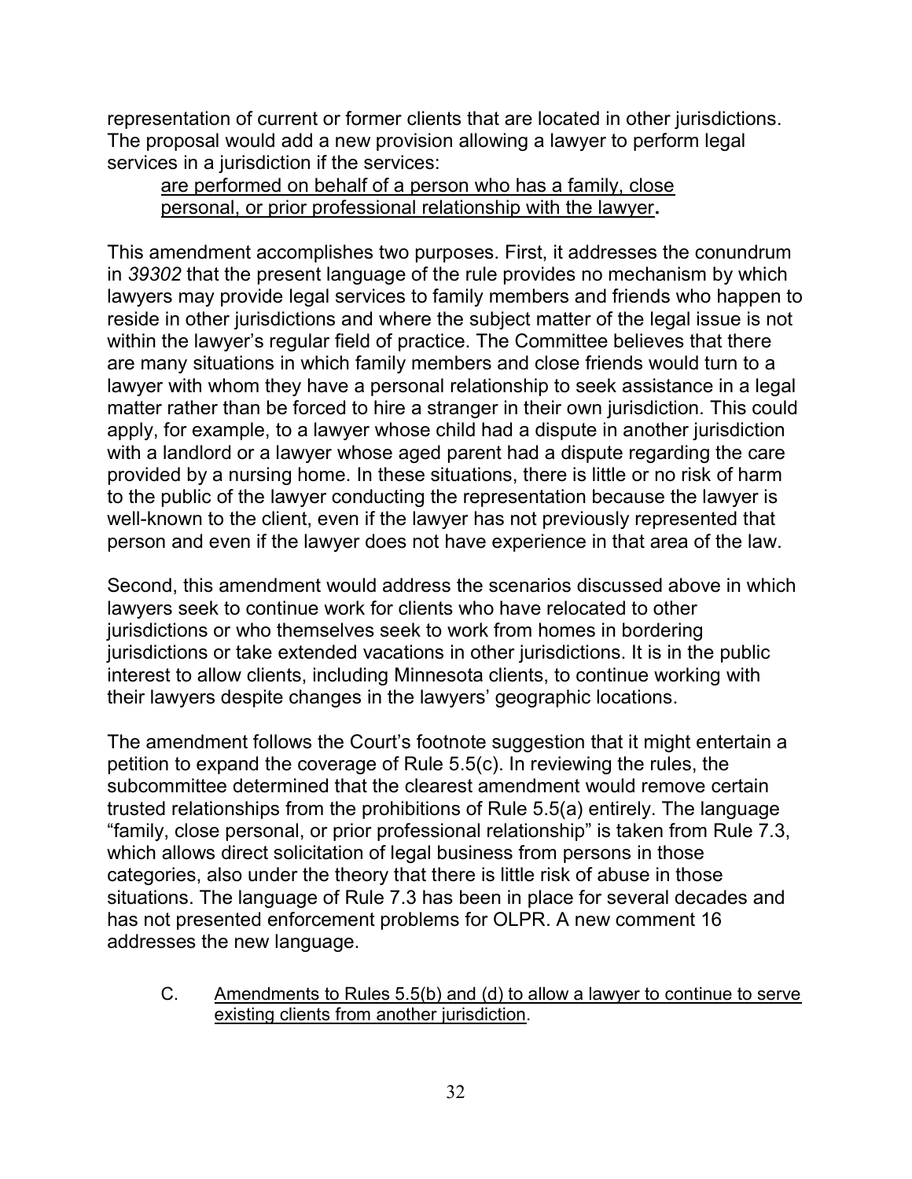representation of current or former clients that are located in other jurisdictions. The proposal would add a new provision allowing a lawyer to perform legal services in a jurisdiction if the services:

> <u>are performed on behalf of a person who has a family, close personal, or prior professional relationship with the lawyer</u>**.**

This amendment accomplishes two purposes. First, it addresses the conundrum in *39302* that the present language of the rule provides no mechanism by which lawyers may provide legal services to family members and friends who happen to reside in other jurisdictions and where the subject matter of the legal issue is not within the lawyer's regular field of practice. The Committee believes that there are many situations in which family members and close friends would turn to a lawyer with whom they have a personal relationship to seek assistance in a legal matter rather than be forced to hire a stranger in their own jurisdiction. This could apply, for example, to a lawyer whose child had a dispute in another jurisdiction with a landlord or a lawyer whose aged parent had a dispute regarding the care provided by a nursing home. In these situations, there is little or no risk of harm to the public of the lawyer conducting the representation because the lawyer is well-known to the client, even if the lawyer has not previously represented that person and even if the lawyer does not have experience in that area of the law.

Second, this amendment would address the scenarios discussed above in which lawyers seek to continue work for clients who have relocated to other jurisdictions or who themselves seek to work from homes in bordering jurisdictions or take extended vacations in other jurisdictions. It is in the public interest to allow clients, including Minnesota clients, to continue working with their lawyers despite changes in the lawyers' geographic locations.

The amendment follows the Court's footnote suggestion that it might entertain a petition to expand the coverage of Rule 5.5(c). In reviewing the rules, the subcommittee determined that the clearest amendment would remove certain trusted relationships from the prohibitions of Rule 5.5(a) entirely. The language "family, close personal, or prior professional relationship" is taken from Rule 7.3, which allows direct solicitation of legal business from persons in those categories, also under the theory that there is little risk of abuse in those situations. The language of Rule 7.3 has been in place for several decades and has not presented enforcement problems for OLPR. A new comment 16 addresses the new language.

C. <u>Amendments to Rules 5.5(b) and (d) to allow a lawyer to continue to serve existing clients from another jurisdiction</u>.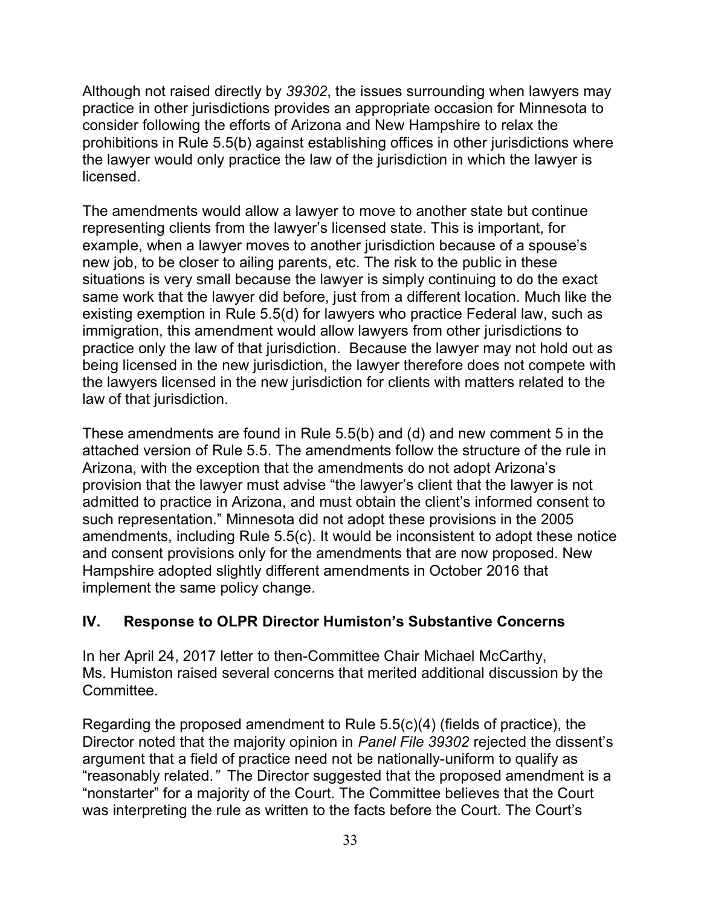Although not raised directly by *39302*, the issues surrounding when lawyers may practice in other jurisdictions provides an appropriate occasion for Minnesota to consider following the efforts of Arizona and New Hampshire to relax the prohibitions in Rule 5.5(b) against establishing offices in other jurisdictions where the lawyer would only practice the law of the jurisdiction in which the lawyer is licensed.

The amendments would allow a lawyer to move to another state but continue representing clients from the lawyer's licensed state. This is important, for example, when a lawyer moves to another jurisdiction because of a spouse's new job, to be closer to ailing parents, etc. The risk to the public in these situations is very small because the lawyer is simply continuing to do the exact same work that the lawyer did before, just from a different location. Much like the existing exemption in Rule 5.5(d) for lawyers who practice Federal law, such as immigration, this amendment would allow lawyers from other jurisdictions to practice only the law of that jurisdiction. Because the lawyer may not hold out as being licensed in the new jurisdiction, the lawyer therefore does not compete with the lawyers licensed in the new jurisdiction for clients with matters related to the law of that jurisdiction.

These amendments are found in Rule 5.5(b) and (d) and new comment 5 in the attached version of Rule 5.5. The amendments follow the structure of the rule in Arizona, with the exception that the amendments do not adopt Arizona's provision that the lawyer must advise "the lawyer's client that the lawyer is not admitted to practice in Arizona, and must obtain the client's informed consent to such representation." Minnesota did not adopt these provisions in the 2005 amendments, including Rule 5.5(c). It would be inconsistent to adopt these notice and consent provisions only for the amendments that are now proposed. New Hampshire adopted slightly different amendments in October 2016 that implement the same policy change.

## IV. Response to OLPR Director Humiston's Substantive Concerns

In her April 24, 2017 letter to then-Committee Chair Michael McCarthy, Ms. Humiston raised several concerns that merited additional discussion by the Committee.

Regarding the proposed amendment to Rule 5.5(c)(4) (fields of practice), the Director noted that the majority opinion in *Panel File 39302* rejected the dissent's argument that a field of practice need not be nationally-uniform to qualify as "reasonably related*.*" The Director suggested that the proposed amendment is a "nonstarter" for a majority of the Court. The Committee believes that the Court was interpreting the rule as written to the facts before the Court. The Court's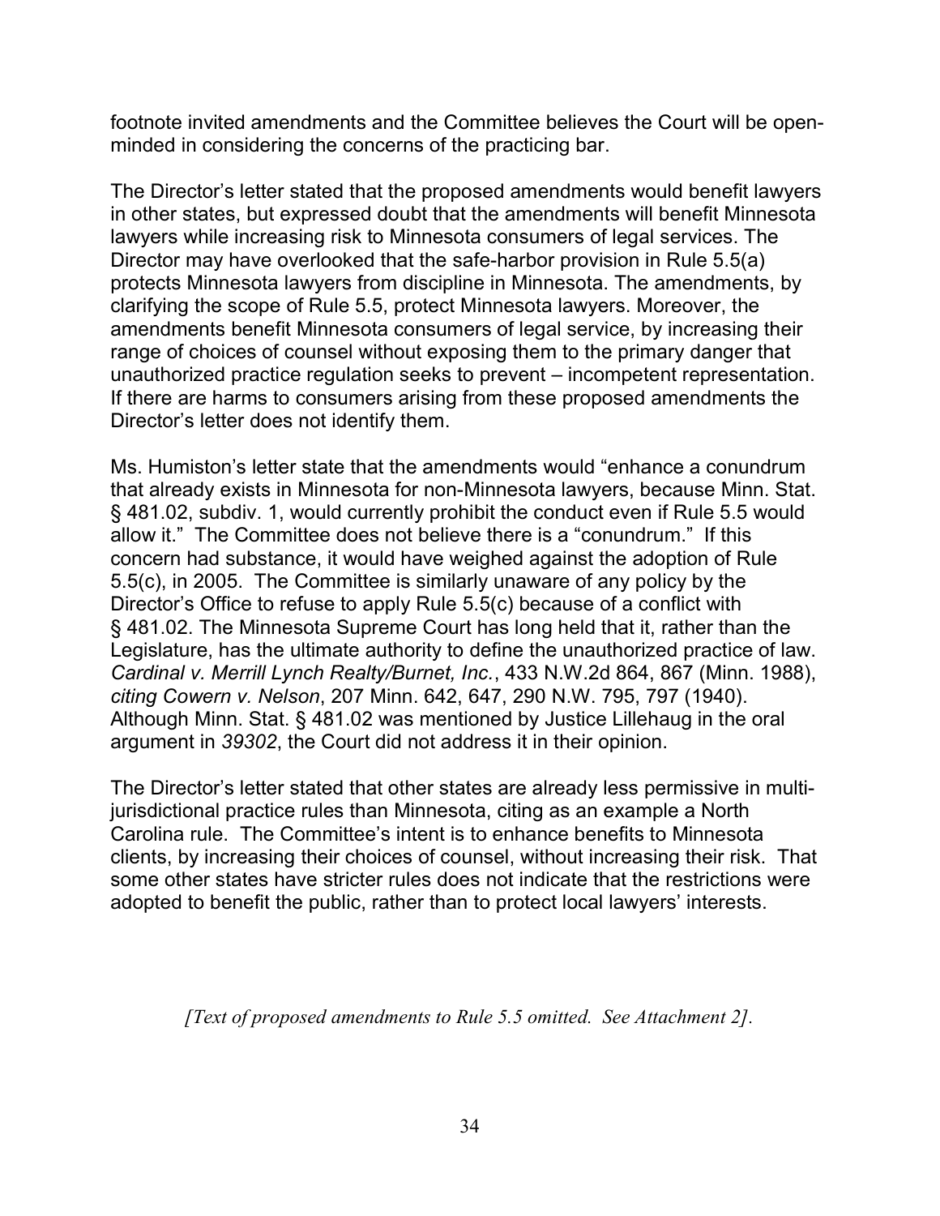footnote invited amendments and the Committee believes the Court will be open-minded in considering the concerns of the practicing bar.

The Director's letter stated that the proposed amendments would benefit lawyers in other states, but expressed doubt that the amendments will benefit Minnesota lawyers while increasing risk to Minnesota consumers of legal services. The Director may have overlooked that the safe-harbor provision in Rule 5.5(a) protects Minnesota lawyers from discipline in Minnesota. The amendments, by clarifying the scope of Rule 5.5, protect Minnesota lawyers. Moreover, the amendments benefit Minnesota consumers of legal service, by increasing their range of choices of counsel without exposing them to the primary danger that unauthorized practice regulation seeks to prevent – incompetent representation. If there are harms to consumers arising from these proposed amendments the Director's letter does not identify them.

Ms. Humiston's letter state that the amendments would "enhance a conundrum that already exists in Minnesota for non-Minnesota lawyers, because Minn. Stat. § 481.02, subdiv. 1, would currently prohibit the conduct even if Rule 5.5 would allow it." The Committee does not believe there is a "conundrum." If this concern had substance, it would have weighed against the adoption of Rule 5.5(c), in 2005. The Committee is similarly unaware of any policy by the Director's Office to refuse to apply Rule 5.5(c) because of a conflict with § 481.02. The Minnesota Supreme Court has long held that it, rather than the Legislature, has the ultimate authority to define the unauthorized practice of law. *Cardinal v. Merrill Lynch Realty/Burnet, Inc.*, 433 N.W.2d 864, 867 (Minn. 1988), *citing Cowern v. Nelson*, 207 Minn. 642, 647, 290 N.W. 795, 797 (1940). Although Minn. Stat. § 481.02 was mentioned by Justice Lillehaug in the oral argument in *39302*, the Court did not address it in their opinion.

The Director's letter stated that other states are already less permissive in multi-jurisdictional practice rules than Minnesota, citing as an example a North Carolina rule. The Committee's intent is to enhance benefits to Minnesota clients, by increasing their choices of counsel, without increasing their risk. That some other states have stricter rules does not indicate that the restrictions were adopted to benefit the public, rather than to protect local lawyers' interests.

*[Text of proposed amendments to Rule 5.5 omitted. See Attachment 2].*